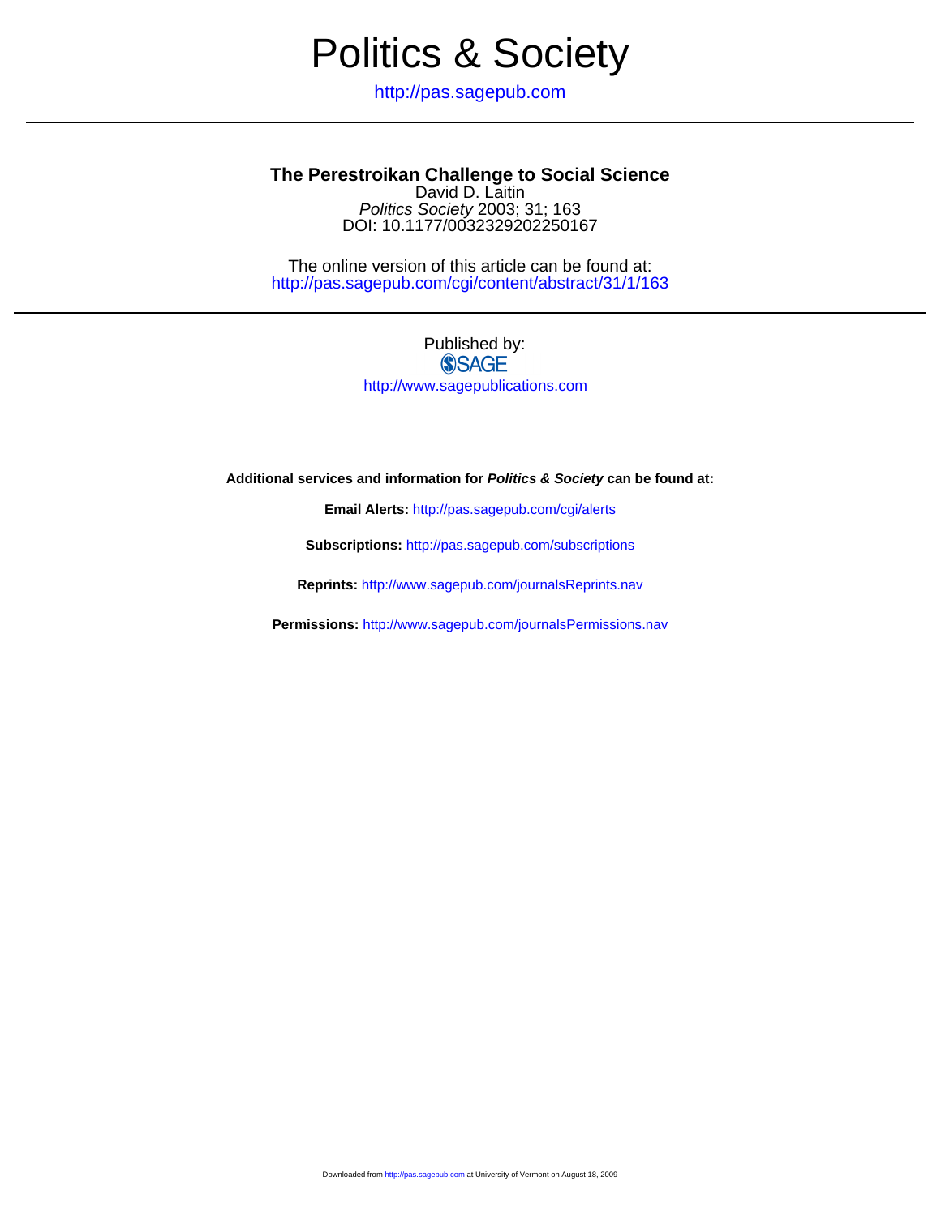# Politics & Society

http://pas.sagepub.com

## The Perestroikan Challenge to Social Science

David D. Laitin

*Politics Society* 2003; 31; 163

DOI: 10.1177/0032329202250167

The online version of this article can be found at:
http://pas.sagepub.com/cgi/content/abstract/31/1/163

Published by:

SAGE

http://www.sagepublications.com

**Additional services and information for *Politics & Society* can be found at:**

**Email Alerts:** http://pas.sagepub.com/cgi/alerts

**Subscriptions:** http://pas.sagepub.com/subscriptions

**Reprints:** http://www.sagepub.com/journalsReprints.nav

**Permissions:** http://www.sagepub.com/journalsPermissions.nav

Downloaded from http://pas.sagepub.com at University of Vermont on August 18, 2009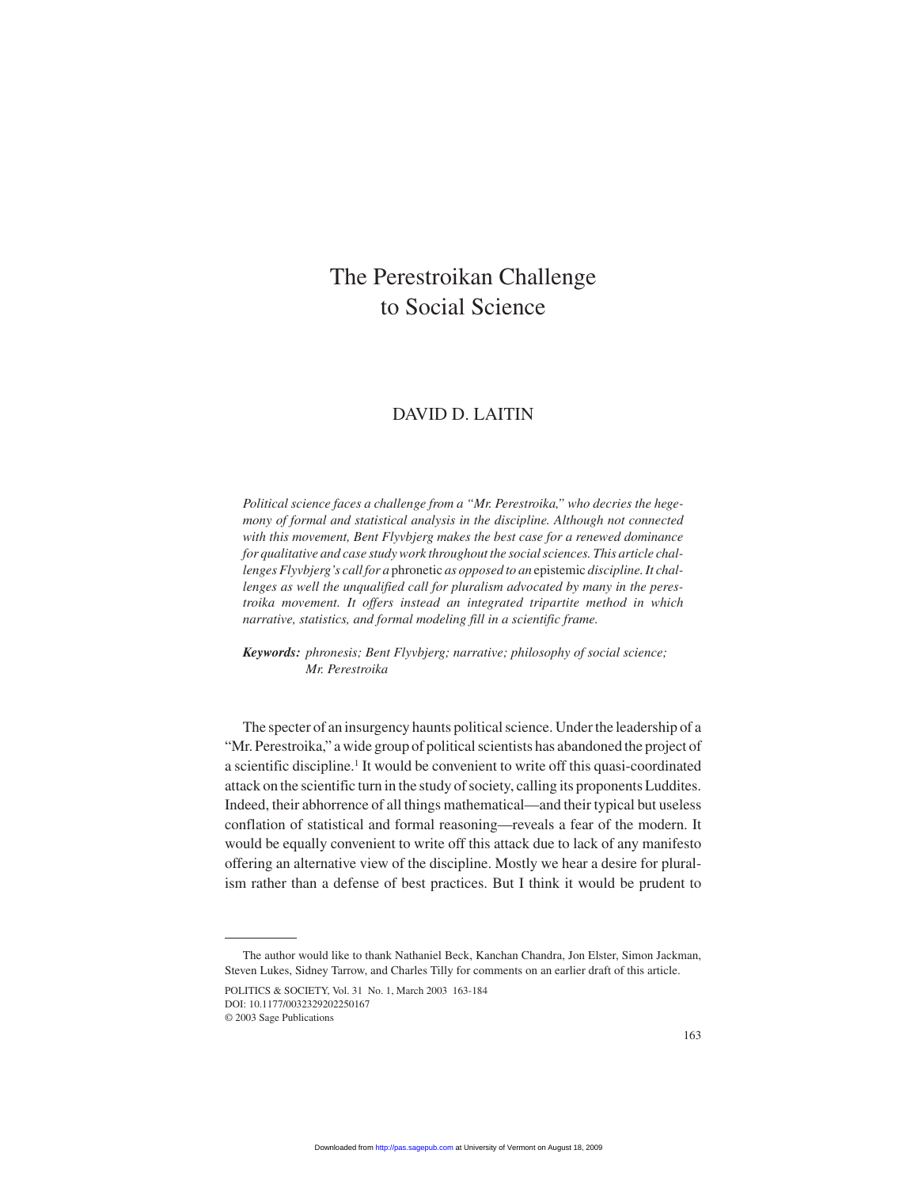# The Perestroikan Challenge to Social Science

## DAVID D. LAITIN

*Political science faces a challenge from a "Mr. Perestroika," who decries the hegemony of formal and statistical analysis in the discipline. Although not connected with this movement, Bent Flyvbjerg makes the best case for a renewed dominance for qualitative and case study work throughout the social sciences. This article challenges Flyvbjerg's call for a* phronetic *as opposed to an* epistemic *discipline. It challenges as well the unqualified call for pluralism advocated by many in the perestroika movement. It offers instead an integrated tripartite method in which narrative, statistics, and formal modeling fill in a scientific frame.*

***Keywords:*** *phronesis; Bent Flyvbjerg; narrative; philosophy of social science; Mr. Perestroika*

The specter of an insurgency haunts political science. Under the leadership of a "Mr. Perestroika," a wide group of political scientists has abandoned the project of a scientific discipline.[1] It would be convenient to write off this quasi-coordinated attack on the scientific turn in the study of society, calling its proponents Luddites. Indeed, their abhorrence of all things mathematical—and their typical but useless conflation of statistical and formal reasoning—reveals a fear of the modern. It would be equally convenient to write off this attack due to lack of any manifesto offering an alternative view of the discipline. Mostly we hear a desire for pluralism rather than a defense of best practices. But I think it would be prudent to

---

The author would like to thank Nathaniel Beck, Kanchan Chandra, Jon Elster, Simon Jackman, Steven Lukes, Sidney Tarrow, and Charles Tilly for comments on an earlier draft of this article.

POLITICS & SOCIETY, Vol. 31 No. 1, March 2003 163-184
DOI: 10.1177/0032329202250167
© 2003 Sage Publications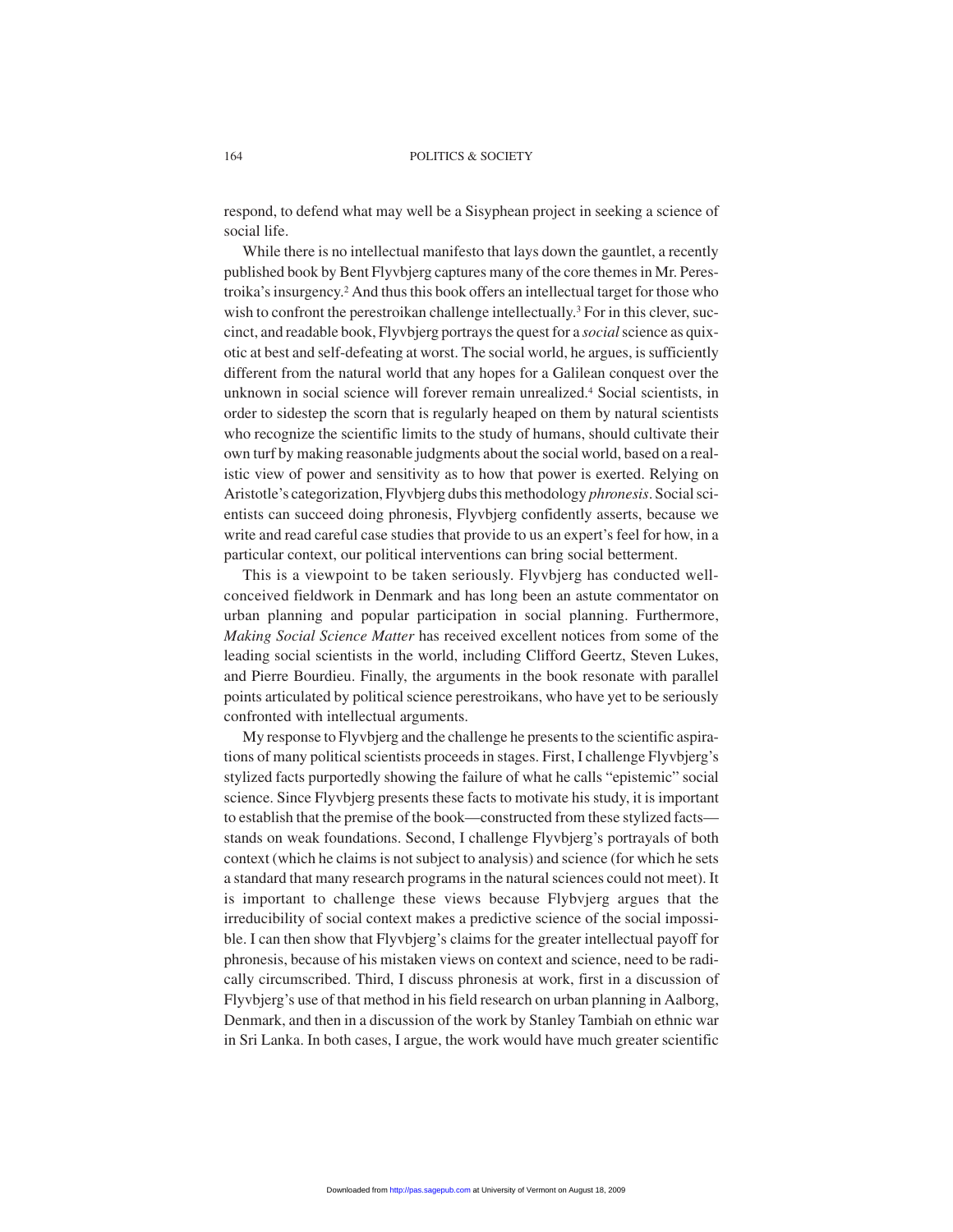respond, to defend what may well be a Sisyphean project in seeking a science of social life.

While there is no intellectual manifesto that lays down the gauntlet, a recently published book by Bent Flyvbjerg captures many of the core themes in Mr. Perestroika's insurgency.[2] And thus this book offers an intellectual target for those who wish to confront the perestroikan challenge intellectually.[3] For in this clever, succinct, and readable book, Flyvbjerg portrays the quest for a *social* science as quixotic at best and self-defeating at worst. The social world, he argues, is sufficiently different from the natural world that any hopes for a Galilean conquest over the unknown in social science will forever remain unrealized.[4] Social scientists, in order to sidestep the scorn that is regularly heaped on them by natural scientists who recognize the scientific limits to the study of humans, should cultivate their own turf by making reasonable judgments about the social world, based on a realistic view of power and sensitivity as to how that power is exerted. Relying on Aristotle's categorization, Flyvbjerg dubs this methodology *phronesis*. Social scientists can succeed doing phronesis, Flyvbjerg confidently asserts, because we write and read careful case studies that provide to us an expert's feel for how, in a particular context, our political interventions can bring social betterment.

This is a viewpoint to be taken seriously. Flyvbjerg has conducted well-conceived fieldwork in Denmark and has long been an astute commentator on urban planning and popular participation in social planning. Furthermore, *Making Social Science Matter* has received excellent notices from some of the leading social scientists in the world, including Clifford Geertz, Steven Lukes, and Pierre Bourdieu. Finally, the arguments in the book resonate with parallel points articulated by political science perestroikans, who have yet to be seriously confronted with intellectual arguments.

My response to Flyvbjerg and the challenge he presents to the scientific aspirations of many political scientists proceeds in stages. First, I challenge Flyvbjerg's stylized facts purportedly showing the failure of what he calls "epistemic" social science. Since Flyvbjerg presents these facts to motivate his study, it is important to establish that the premise of the book—constructed from these stylized facts—stands on weak foundations. Second, I challenge Flyvbjerg's portrayals of both context (which he claims is not subject to analysis) and science (for which he sets a standard that many research programs in the natural sciences could not meet). It is important to challenge these views because Flybvjerg argues that the irreducibility of social context makes a predictive science of the social impossible. I can then show that Flyvbjerg's claims for the greater intellectual payoff for phronesis, because of his mistaken views on context and science, need to be radically circumscribed. Third, I discuss phronesis at work, first in a discussion of Flyvbjerg's use of that method in his field research on urban planning in Aalborg, Denmark, and then in a discussion of the work by Stanley Tambiah on ethnic war in Sri Lanka. In both cases, I argue, the work would have much greater scientific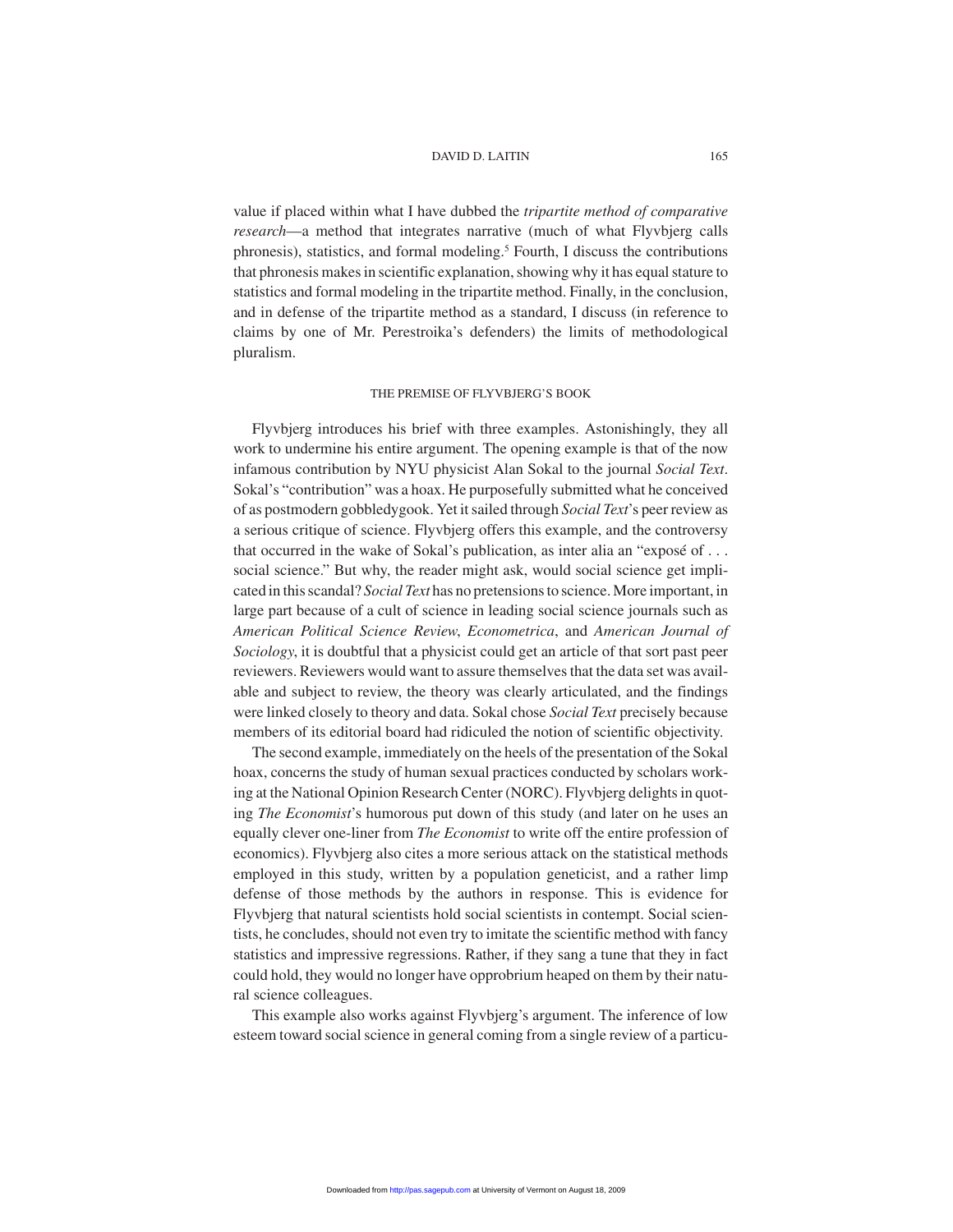value if placed within what I have dubbed the *tripartite method of comparative research*—a method that integrates narrative (much of what Flyvbjerg calls phronesis), statistics, and formal modeling.[5] Fourth, I discuss the contributions that phronesis makes in scientific explanation, showing why it has equal stature to statistics and formal modeling in the tripartite method. Finally, in the conclusion, and in defense of the tripartite method as a standard, I discuss (in reference to claims by one of Mr. Perestroika's defenders) the limits of methodological pluralism.

## THE PREMISE OF FLYVBJERG'S BOOK

Flyvbjerg introduces his brief with three examples. Astonishingly, they all work to undermine his entire argument. The opening example is that of the now infamous contribution by NYU physicist Alan Sokal to the journal *Social Text*. Sokal's "contribution" was a hoax. He purposefully submitted what he conceived of as postmodern gobbledygook. Yet it sailed through *Social Text*'s peer review as a serious critique of science. Flyvbjerg offers this example, and the controversy that occurred in the wake of Sokal's publication, as inter alia an "exposé of . . . social science." But why, the reader might ask, would social science get implicated in this scandal? *Social Text* has no pretensions to science. More important, in large part because of a cult of science in leading social science journals such as *American Political Science Review*, *Econometrica*, and *American Journal of Sociology*, it is doubtful that a physicist could get an article of that sort past peer reviewers. Reviewers would want to assure themselves that the data set was available and subject to review, the theory was clearly articulated, and the findings were linked closely to theory and data. Sokal chose *Social Text* precisely because members of its editorial board had ridiculed the notion of scientific objectivity.

The second example, immediately on the heels of the presentation of the Sokal hoax, concerns the study of human sexual practices conducted by scholars working at the National Opinion Research Center (NORC). Flyvbjerg delights in quoting *The Economist*'s humorous put down of this study (and later on he uses an equally clever one-liner from *The Economist* to write off the entire profession of economics). Flyvbjerg also cites a more serious attack on the statistical methods employed in this study, written by a population geneticist, and a rather limp defense of those methods by the authors in response. This is evidence for Flyvbjerg that natural scientists hold social scientists in contempt. Social scientists, he concludes, should not even try to imitate the scientific method with fancy statistics and impressive regressions. Rather, if they sang a tune that they in fact could hold, they would no longer have opprobrium heaped on them by their natural science colleagues.

This example also works against Flyvbjerg's argument. The inference of low esteem toward social science in general coming from a single review of a particu-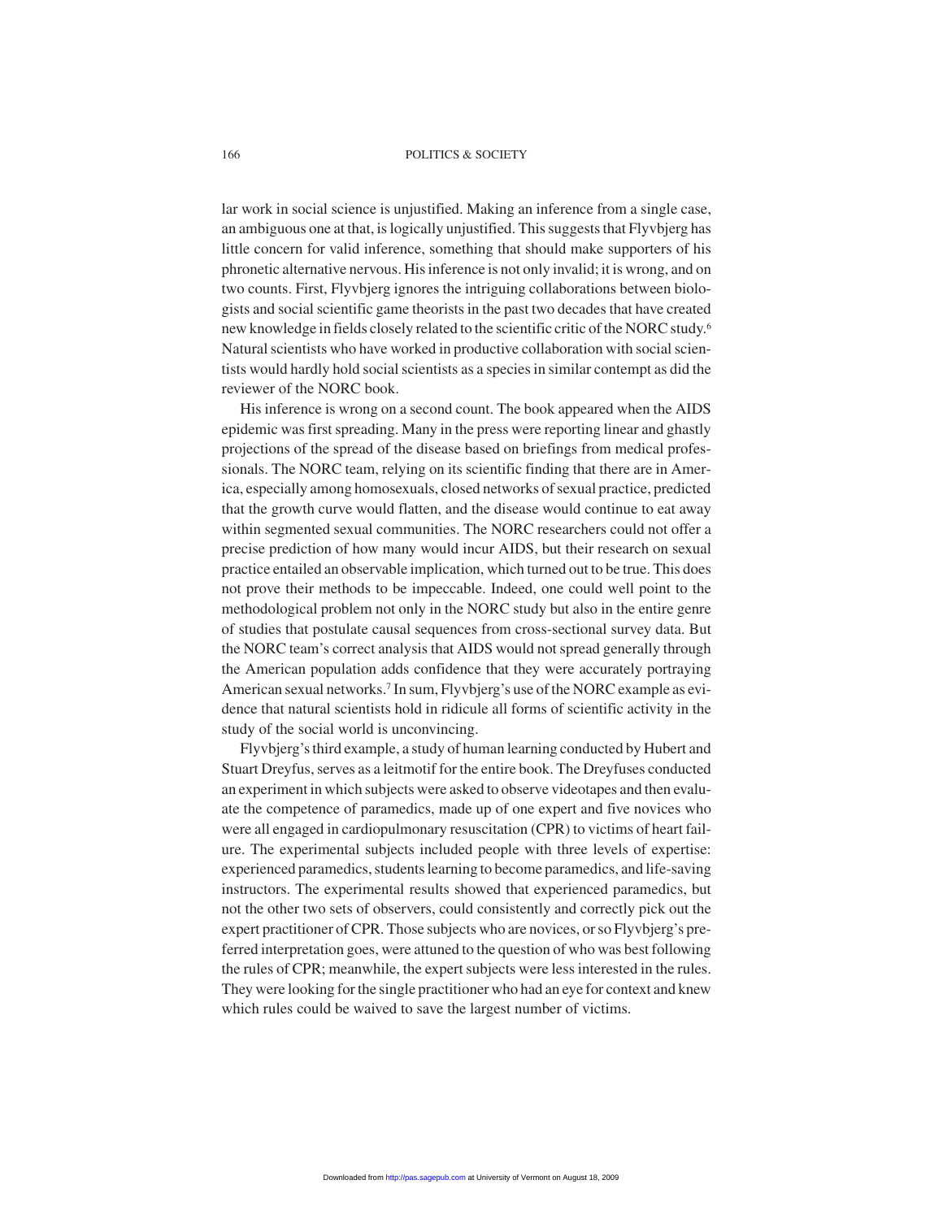lar work in social science is unjustified. Making an inference from a single case, an ambiguous one at that, is logically unjustified. This suggests that Flyvbjerg has little concern for valid inference, something that should make supporters of his phronetic alternative nervous. His inference is not only invalid; it is wrong, and on two counts. First, Flyvbjerg ignores the intriguing collaborations between biologists and social scientific game theorists in the past two decades that have created new knowledge in fields closely related to the scientific critic of the NORC study.[6] Natural scientists who have worked in productive collaboration with social scientists would hardly hold social scientists as a species in similar contempt as did the reviewer of the NORC book.

His inference is wrong on a second count. The book appeared when the AIDS epidemic was first spreading. Many in the press were reporting linear and ghastly projections of the spread of the disease based on briefings from medical professionals. The NORC team, relying on its scientific finding that there are in America, especially among homosexuals, closed networks of sexual practice, predicted that the growth curve would flatten, and the disease would continue to eat away within segmented sexual communities. The NORC researchers could not offer a precise prediction of how many would incur AIDS, but their research on sexual practice entailed an observable implication, which turned out to be true. This does not prove their methods to be impeccable. Indeed, one could well point to the methodological problem not only in the NORC study but also in the entire genre of studies that postulate causal sequences from cross-sectional survey data. But the NORC team's correct analysis that AIDS would not spread generally through the American population adds confidence that they were accurately portraying American sexual networks.[7] In sum, Flyvbjerg's use of the NORC example as evidence that natural scientists hold in ridicule all forms of scientific activity in the study of the social world is unconvincing.

Flyvbjerg's third example, a study of human learning conducted by Hubert and Stuart Dreyfus, serves as a leitmotif for the entire book. The Dreyfuses conducted an experiment in which subjects were asked to observe videotapes and then evaluate the competence of paramedics, made up of one expert and five novices who were all engaged in cardiopulmonary resuscitation (CPR) to victims of heart failure. The experimental subjects included people with three levels of expertise: experienced paramedics, students learning to become paramedics, and life-saving instructors. The experimental results showed that experienced paramedics, but not the other two sets of observers, could consistently and correctly pick out the expert practitioner of CPR. Those subjects who are novices, or so Flyvbjerg's preferred interpretation goes, were attuned to the question of who was best following the rules of CPR; meanwhile, the expert subjects were less interested in the rules. They were looking for the single practitioner who had an eye for context and knew which rules could be waived to save the largest number of victims.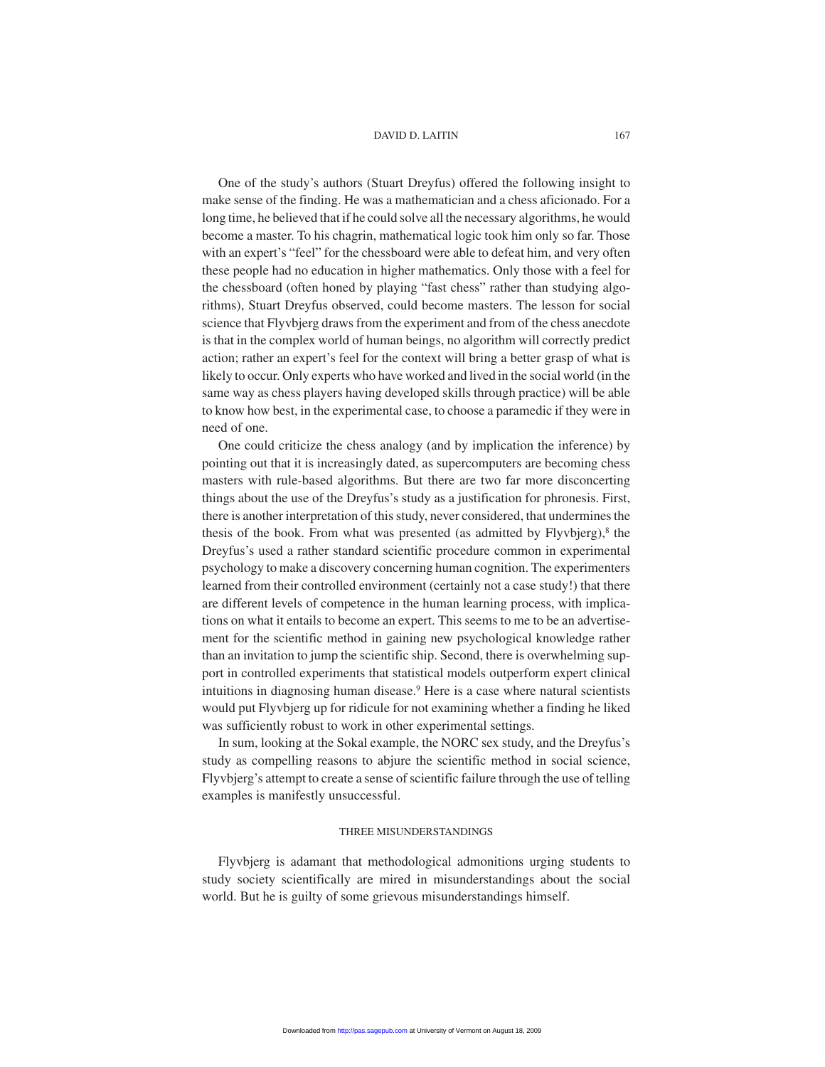One of the study's authors (Stuart Dreyfus) offered the following insight to make sense of the finding. He was a mathematician and a chess aficionado. For a long time, he believed that if he could solve all the necessary algorithms, he would become a master. To his chagrin, mathematical logic took him only so far. Those with an expert's "feel" for the chessboard were able to defeat him, and very often these people had no education in higher mathematics. Only those with a feel for the chessboard (often honed by playing "fast chess" rather than studying algorithms), Stuart Dreyfus observed, could become masters. The lesson for social science that Flyvbjerg draws from the experiment and from of the chess anecdote is that in the complex world of human beings, no algorithm will correctly predict action; rather an expert's feel for the context will bring a better grasp of what is likely to occur. Only experts who have worked and lived in the social world (in the same way as chess players having developed skills through practice) will be able to know how best, in the experimental case, to choose a paramedic if they were in need of one.

One could criticize the chess analogy (and by implication the inference) by pointing out that it is increasingly dated, as supercomputers are becoming chess masters with rule-based algorithms. But there are two far more disconcerting things about the use of the Dreyfus's study as a justification for phronesis. First, there is another interpretation of this study, never considered, that undermines the thesis of the book. From what was presented (as admitted by Flyvbjerg),[8] the Dreyfus's used a rather standard scientific procedure common in experimental psychology to make a discovery concerning human cognition. The experimenters learned from their controlled environment (certainly not a case study!) that there are different levels of competence in the human learning process, with implications on what it entails to become an expert. This seems to me to be an advertisement for the scientific method in gaining new psychological knowledge rather than an invitation to jump the scientific ship. Second, there is overwhelming support in controlled experiments that statistical models outperform expert clinical intuitions in diagnosing human disease.[9] Here is a case where natural scientists would put Flyvbjerg up for ridicule for not examining whether a finding he liked was sufficiently robust to work in other experimental settings.

In sum, looking at the Sokal example, the NORC sex study, and the Dreyfus's study as compelling reasons to abjure the scientific method in social science, Flyvbjerg's attempt to create a sense of scientific failure through the use of telling examples is manifestly unsuccessful.

## THREE MISUNDERSTANDINGS

Flyvbjerg is adamant that methodological admonitions urging students to study society scientifically are mired in misunderstandings about the social world. But he is guilty of some grievous misunderstandings himself.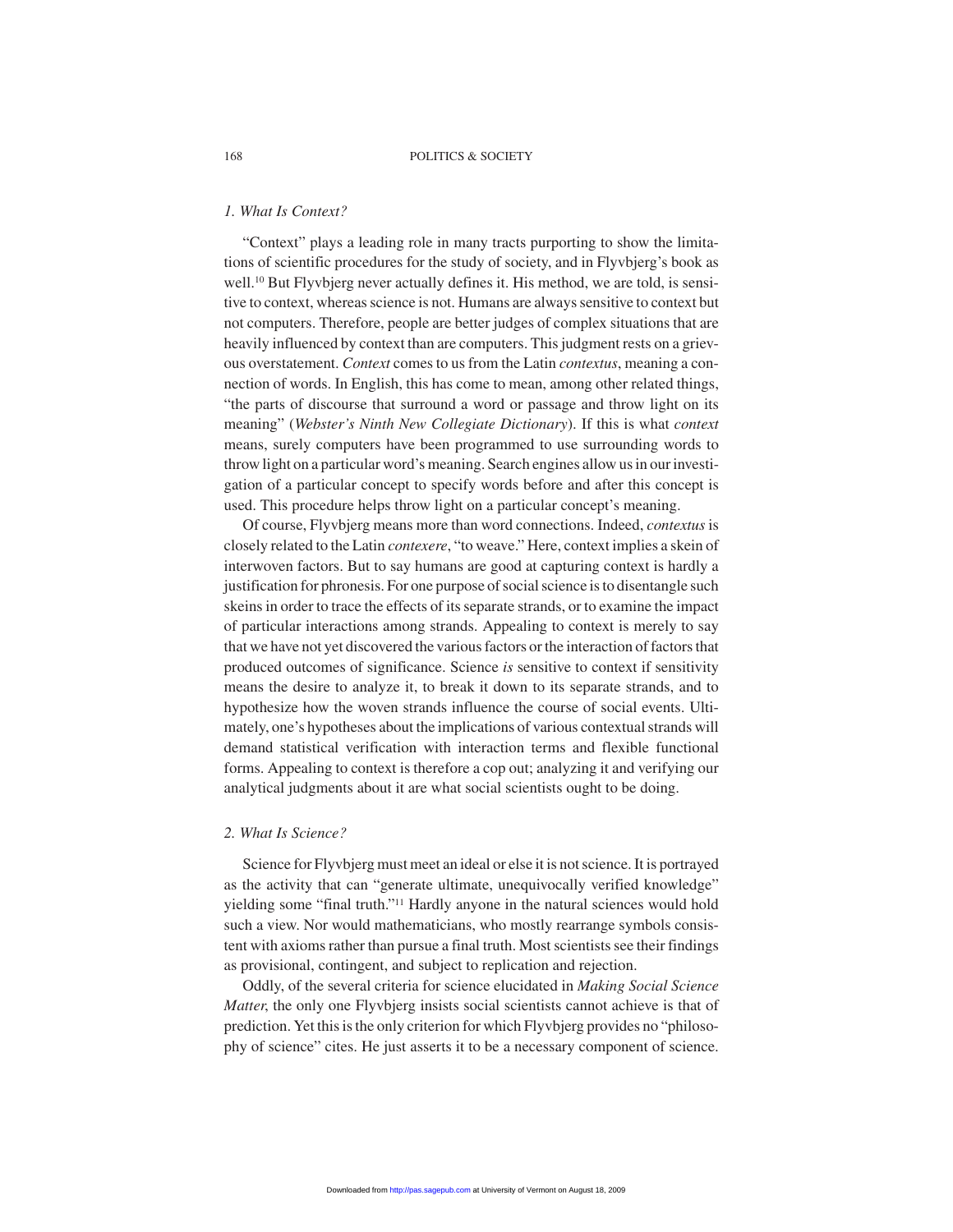### *1. What Is Context?*

"Context" plays a leading role in many tracts purporting to show the limitations of scientific procedures for the study of society, and in Flyvbjerg's book as well.[10] But Flyvbjerg never actually defines it. His method, we are told, is sensitive to context, whereas science is not. Humans are always sensitive to context but not computers. Therefore, people are better judges of complex situations that are heavily influenced by context than are computers. This judgment rests on a grievous overstatement. *Context* comes to us from the Latin *contextus*, meaning a connection of words. In English, this has come to mean, among other related things, "the parts of discourse that surround a word or passage and throw light on its meaning" (*Webster's Ninth New Collegiate Dictionary*). If this is what *context* means, surely computers have been programmed to use surrounding words to throw light on a particular word's meaning. Search engines allow us in our investigation of a particular concept to specify words before and after this concept is used. This procedure helps throw light on a particular concept's meaning.

Of course, Flyvbjerg means more than word connections. Indeed, *contextus* is closely related to the Latin *contexere*, "to weave." Here, context implies a skein of interwoven factors. But to say humans are good at capturing context is hardly a justification for phronesis. For one purpose of social science is to disentangle such skeins in order to trace the effects of its separate strands, or to examine the impact of particular interactions among strands. Appealing to context is merely to say that we have not yet discovered the various factors or the interaction of factors that produced outcomes of significance. Science *is* sensitive to context if sensitivity means the desire to analyze it, to break it down to its separate strands, and to hypothesize how the woven strands influence the course of social events. Ultimately, one's hypotheses about the implications of various contextual strands will demand statistical verification with interaction terms and flexible functional forms. Appealing to context is therefore a cop out; analyzing it and verifying our analytical judgments about it are what social scientists ought to be doing.

### *2. What Is Science?*

Science for Flyvbjerg must meet an ideal or else it is not science. It is portrayed as the activity that can "generate ultimate, unequivocally verified knowledge" yielding some "final truth."[11] Hardly anyone in the natural sciences would hold such a view. Nor would mathematicians, who mostly rearrange symbols consistent with axioms rather than pursue a final truth. Most scientists see their findings as provisional, contingent, and subject to replication and rejection.

Oddly, of the several criteria for science elucidated in *Making Social Science Matter*, the only one Flyvbjerg insists social scientists cannot achieve is that of prediction. Yet this is the only criterion for which Flyvbjerg provides no "philosophy of science" cites. He just asserts it to be a necessary component of science.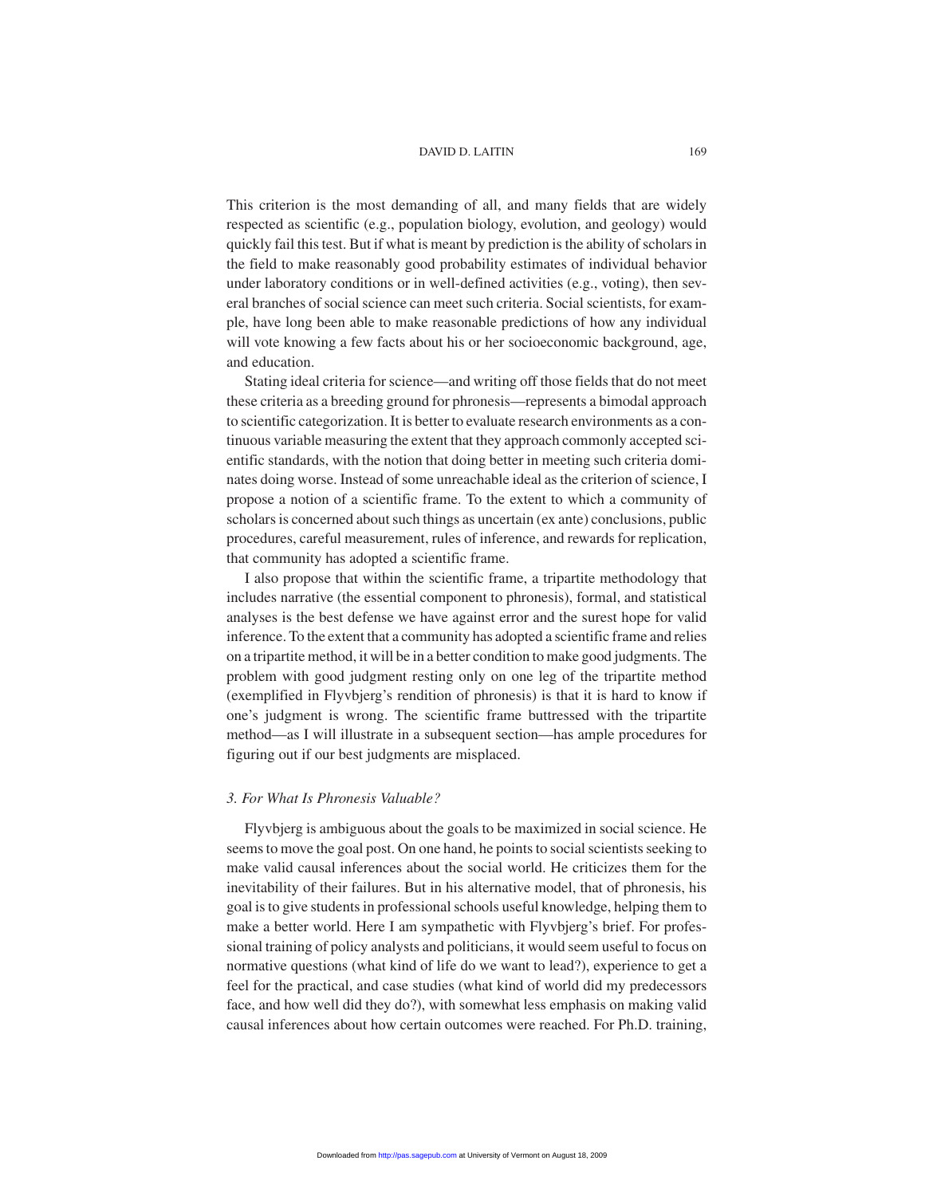This criterion is the most demanding of all, and many fields that are widely respected as scientific (e.g., population biology, evolution, and geology) would quickly fail this test. But if what is meant by prediction is the ability of scholars in the field to make reasonably good probability estimates of individual behavior under laboratory conditions or in well-defined activities (e.g., voting), then several branches of social science can meet such criteria. Social scientists, for example, have long been able to make reasonable predictions of how any individual will vote knowing a few facts about his or her socioeconomic background, age, and education.

Stating ideal criteria for science—and writing off those fields that do not meet these criteria as a breeding ground for phronesis—represents a bimodal approach to scientific categorization. It is better to evaluate research environments as a continuous variable measuring the extent that they approach commonly accepted scientific standards, with the notion that doing better in meeting such criteria dominates doing worse. Instead of some unreachable ideal as the criterion of science, I propose a notion of a scientific frame. To the extent to which a community of scholars is concerned about such things as uncertain (ex ante) conclusions, public procedures, careful measurement, rules of inference, and rewards for replication, that community has adopted a scientific frame.

I also propose that within the scientific frame, a tripartite methodology that includes narrative (the essential component to phronesis), formal, and statistical analyses is the best defense we have against error and the surest hope for valid inference. To the extent that a community has adopted a scientific frame and relies on a tripartite method, it will be in a better condition to make good judgments. The problem with good judgment resting only on one leg of the tripartite method (exemplified in Flyvbjerg's rendition of phronesis) is that it is hard to know if one's judgment is wrong. The scientific frame buttressed with the tripartite method—as I will illustrate in a subsequent section—has ample procedures for figuring out if our best judgments are misplaced.

### *3. For What Is Phronesis Valuable?*

Flyvbjerg is ambiguous about the goals to be maximized in social science. He seems to move the goal post. On one hand, he points to social scientists seeking to make valid causal inferences about the social world. He criticizes them for the inevitability of their failures. But in his alternative model, that of phronesis, his goal is to give students in professional schools useful knowledge, helping them to make a better world. Here I am sympathetic with Flyvbjerg's brief. For professional training of policy analysts and politicians, it would seem useful to focus on normative questions (what kind of life do we want to lead?), experience to get a feel for the practical, and case studies (what kind of world did my predecessors face, and how well did they do?), with somewhat less emphasis on making valid causal inferences about how certain outcomes were reached. For Ph.D. training,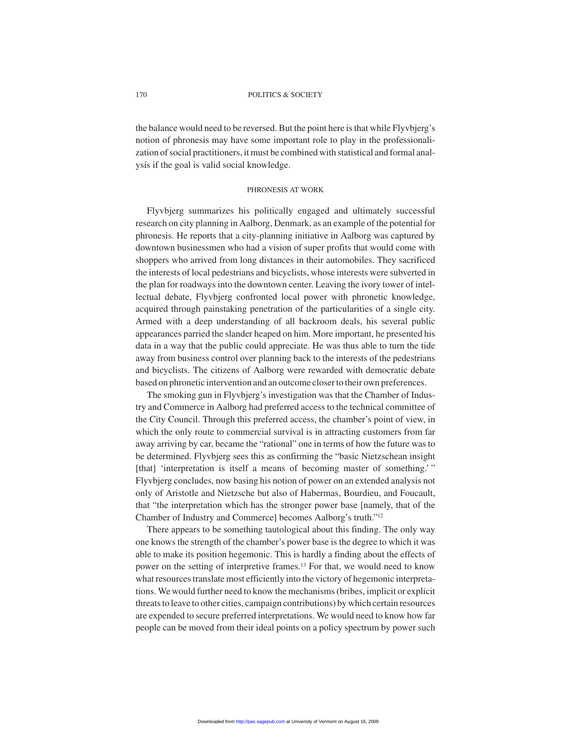the balance would need to be reversed. But the point here is that while Flyvbjerg's notion of phronesis may have some important role to play in the professionalization of social practitioners, it must be combined with statistical and formal analysis if the goal is valid social knowledge.

## PHRONESIS AT WORK

Flyvbjerg summarizes his politically engaged and ultimately successful research on city planning in Aalborg, Denmark, as an example of the potential for phronesis. He reports that a city-planning initiative in Aalborg was captured by downtown businessmen who had a vision of super profits that would come with shoppers who arrived from long distances in their automobiles. They sacrificed the interests of local pedestrians and bicyclists, whose interests were subverted in the plan for roadways into the downtown center. Leaving the ivory tower of intellectual debate, Flyvbjerg confronted local power with phronetic knowledge, acquired through painstaking penetration of the particularities of a single city. Armed with a deep understanding of all backroom deals, his several public appearances parried the slander heaped on him. More important, he presented his data in a way that the public could appreciate. He was thus able to turn the tide away from business control over planning back to the interests of the pedestrians and bicyclists. The citizens of Aalborg were rewarded with democratic debate based on phronetic intervention and an outcome closer to their own preferences.

The smoking gun in Flyvbjerg's investigation was that the Chamber of Industry and Commerce in Aalborg had preferred access to the technical committee of the City Council. Through this preferred access, the chamber's point of view, in which the only route to commercial survival is in attracting customers from far away arriving by car, became the "rational" one in terms of how the future was to be determined. Flyvbjerg sees this as confirming the "basic Nietzschean insight [that] 'interpretation is itself a means of becoming master of something.' " Flyvbjerg concludes, now basing his notion of power on an extended analysis not only of Aristotle and Nietzsche but also of Habermas, Bourdieu, and Foucault, that "the interpretation which has the stronger power base [namely, that of the Chamber of Industry and Commerce] becomes Aalborg's truth."[12]

There appears to be something tautological about this finding. The only way one knows the strength of the chamber's power base is the degree to which it was able to make its position hegemonic. This is hardly a finding about the effects of power on the setting of interpretive frames.[13] For that, we would need to know what resources translate most efficiently into the victory of hegemonic interpretations. We would further need to know the mechanisms (bribes, implicit or explicit threats to leave to other cities, campaign contributions) by which certain resources are expended to secure preferred interpretations. We would need to know how far people can be moved from their ideal points on a policy spectrum by power such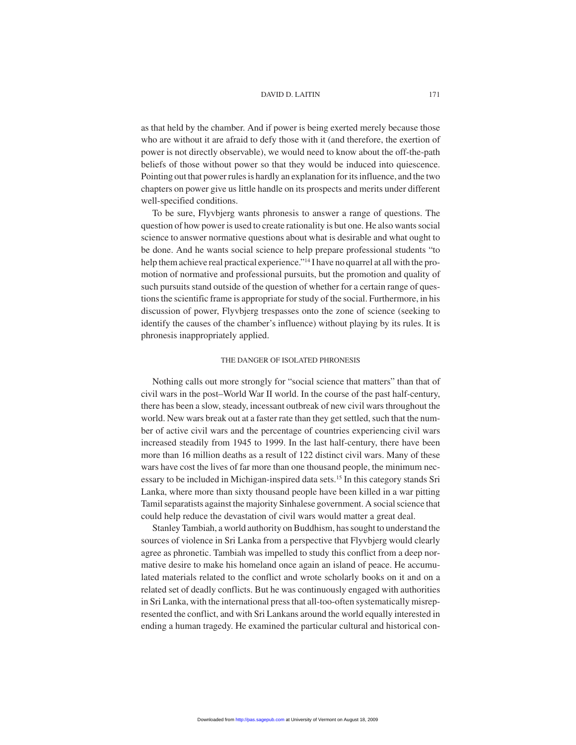as that held by the chamber. And if power is being exerted merely because those who are without it are afraid to defy those with it (and therefore, the exertion of power is not directly observable), we would need to know about the off-the-path beliefs of those without power so that they would be induced into quiescence. Pointing out that power rules is hardly an explanation for its influence, and the two chapters on power give us little handle on its prospects and merits under different well-specified conditions.

To be sure, Flyvbjerg wants phronesis to answer a range of questions. The question of how power is used to create rationality is but one. He also wants social science to answer normative questions about what is desirable and what ought to be done. And he wants social science to help prepare professional students "to help them achieve real practical experience."[14] I have no quarrel at all with the promotion of normative and professional pursuits, but the promotion and quality of such pursuits stand outside of the question of whether for a certain range of questions the scientific frame is appropriate for study of the social. Furthermore, in his discussion of power, Flyvbjerg trespasses onto the zone of science (seeking to identify the causes of the chamber's influence) without playing by its rules. It is phronesis inappropriately applied.

## THE DANGER OF ISOLATED PHRONESIS

Nothing calls out more strongly for "social science that matters" than that of civil wars in the post–World War II world. In the course of the past half-century, there has been a slow, steady, incessant outbreak of new civil wars throughout the world. New wars break out at a faster rate than they get settled, such that the number of active civil wars and the percentage of countries experiencing civil wars increased steadily from 1945 to 1999. In the last half-century, there have been more than 16 million deaths as a result of 122 distinct civil wars. Many of these wars have cost the lives of far more than one thousand people, the minimum necessary to be included in Michigan-inspired data sets.[15] In this category stands Sri Lanka, where more than sixty thousand people have been killed in a war pitting Tamil separatists against the majority Sinhalese government. A social science that could help reduce the devastation of civil wars would matter a great deal.

Stanley Tambiah, a world authority on Buddhism, has sought to understand the sources of violence in Sri Lanka from a perspective that Flyvbjerg would clearly agree as phronetic. Tambiah was impelled to study this conflict from a deep normative desire to make his homeland once again an island of peace. He accumulated materials related to the conflict and wrote scholarly books on it and on a related set of deadly conflicts. But he was continuously engaged with authorities in Sri Lanka, with the international press that all-too-often systematically misrepresented the conflict, and with Sri Lankans around the world equally interested in ending a human tragedy. He examined the particular cultural and historical con-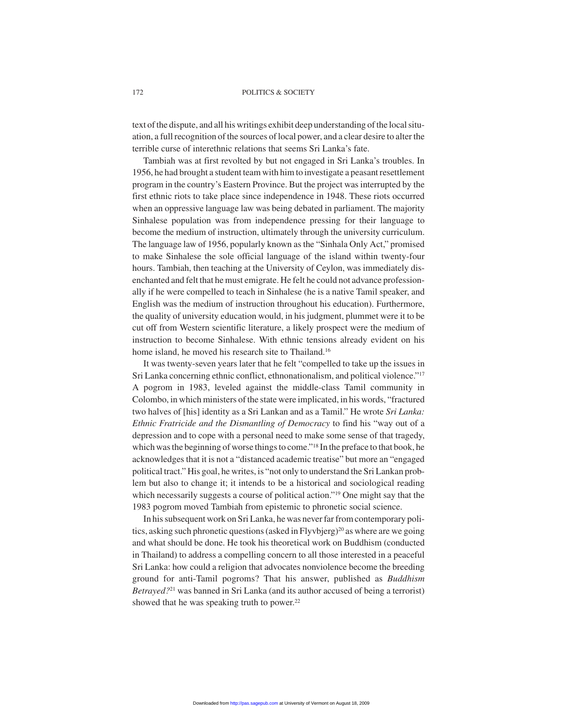text of the dispute, and all his writings exhibit deep understanding of the local situation, a full recognition of the sources of local power, and a clear desire to alter the terrible curse of interethnic relations that seems Sri Lanka's fate.

Tambiah was at first revolted by but not engaged in Sri Lanka's troubles. In 1956, he had brought a student team with him to investigate a peasant resettlement program in the country's Eastern Province. But the project was interrupted by the first ethnic riots to take place since independence in 1948. These riots occurred when an oppressive language law was being debated in parliament. The majority Sinhalese population was from independence pressing for their language to become the medium of instruction, ultimately through the university curriculum. The language law of 1956, popularly known as the "Sinhala Only Act," promised to make Sinhalese the sole official language of the island within twenty-four hours. Tambiah, then teaching at the University of Ceylon, was immediately disenchanted and felt that he must emigrate. He felt he could not advance professionally if he were compelled to teach in Sinhalese (he is a native Tamil speaker, and English was the medium of instruction throughout his education). Furthermore, the quality of university education would, in his judgment, plummet were it to be cut off from Western scientific literature, a likely prospect were the medium of instruction to become Sinhalese. With ethnic tensions already evident on his home island, he moved his research site to Thailand.[16]

It was twenty-seven years later that he felt "compelled to take up the issues in Sri Lanka concerning ethnic conflict, ethnonationalism, and political violence."[17] A pogrom in 1983, leveled against the middle-class Tamil community in Colombo, in which ministers of the state were implicated, in his words, "fractured two halves of [his] identity as a Sri Lankan and as a Tamil." He wrote *Sri Lanka: Ethnic Fratricide and the Dismantling of Democracy* to find his "way out of a depression and to cope with a personal need to make some sense of that tragedy, which was the beginning of worse things to come."[18] In the preface to that book, he acknowledges that it is not a "distanced academic treatise" but more an "engaged political tract." His goal, he writes, is "not only to understand the Sri Lankan problem but also to change it; it intends to be a historical and sociological reading which necessarily suggests a course of political action."[19] One might say that the 1983 pogrom moved Tambiah from epistemic to phronetic social science.

In his subsequent work on Sri Lanka, he was never far from contemporary politics, asking such phronetic questions (asked in Flyvbjerg)[20] as where are we going and what should be done. He took his theoretical work on Buddhism (conducted in Thailand) to address a compelling concern to all those interested in a peaceful Sri Lanka: how could a religion that advocates nonviolence become the breeding ground for anti-Tamil pogroms? That his answer, published as *Buddhism Betrayed?*[21] was banned in Sri Lanka (and its author accused of being a terrorist) showed that he was speaking truth to power.[22]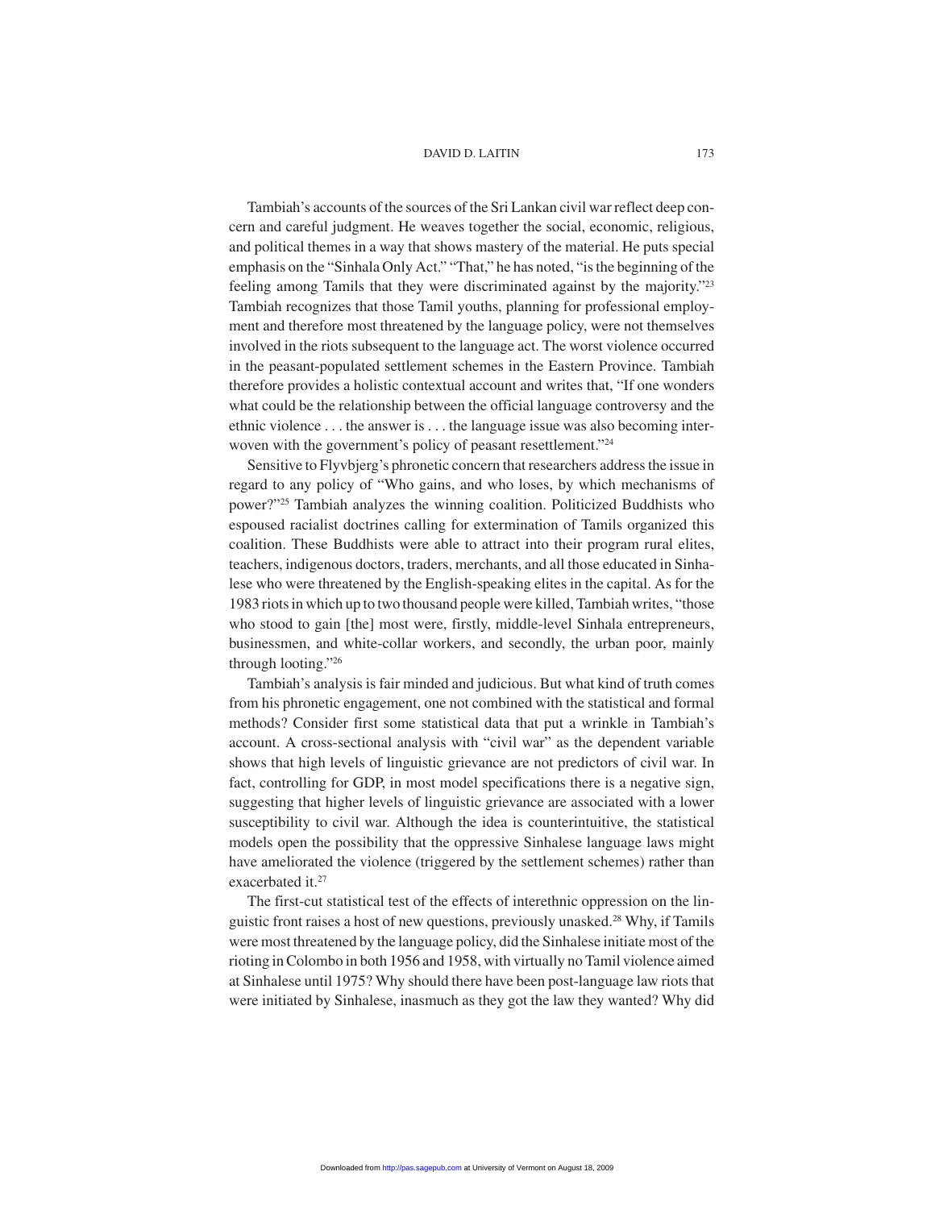Tambiah's accounts of the sources of the Sri Lankan civil war reflect deep concern and careful judgment. He weaves together the social, economic, religious, and political themes in a way that shows mastery of the material. He puts special emphasis on the "Sinhala Only Act." "That," he has noted, "is the beginning of the feeling among Tamils that they were discriminated against by the majority."[23] Tambiah recognizes that those Tamil youths, planning for professional employment and therefore most threatened by the language policy, were not themselves involved in the riots subsequent to the language act. The worst violence occurred in the peasant-populated settlement schemes in the Eastern Province. Tambiah therefore provides a holistic contextual account and writes that, "If one wonders what could be the relationship between the official language controversy and the ethnic violence . . . the answer is . . . the language issue was also becoming interwoven with the government's policy of peasant resettlement."[24]

Sensitive to Flyvbjerg's phronetic concern that researchers address the issue in regard to any policy of "Who gains, and who loses, by which mechanisms of power?"[25] Tambiah analyzes the winning coalition. Politicized Buddhists who espoused racialist doctrines calling for extermination of Tamils organized this coalition. These Buddhists were able to attract into their program rural elites, teachers, indigenous doctors, traders, merchants, and all those educated in Sinhalese who were threatened by the English-speaking elites in the capital. As for the 1983 riots in which up to two thousand people were killed, Tambiah writes, "those who stood to gain [the] most were, firstly, middle-level Sinhala entrepreneurs, businessmen, and white-collar workers, and secondly, the urban poor, mainly through looting."[26]

Tambiah's analysis is fair minded and judicious. But what kind of truth comes from his phronetic engagement, one not combined with the statistical and formal methods? Consider first some statistical data that put a wrinkle in Tambiah's account. A cross-sectional analysis with "civil war" as the dependent variable shows that high levels of linguistic grievance are not predictors of civil war. In fact, controlling for GDP, in most model specifications there is a negative sign, suggesting that higher levels of linguistic grievance are associated with a lower susceptibility to civil war. Although the idea is counterintuitive, the statistical models open the possibility that the oppressive Sinhalese language laws might have ameliorated the violence (triggered by the settlement schemes) rather than exacerbated it.[27]

The first-cut statistical test of the effects of interethnic oppression on the linguistic front raises a host of new questions, previously unasked.[28] Why, if Tamils were most threatened by the language policy, did the Sinhalese initiate most of the rioting in Colombo in both 1956 and 1958, with virtually no Tamil violence aimed at Sinhalese until 1975? Why should there have been post-language law riots that were initiated by Sinhalese, inasmuch as they got the law they wanted? Why did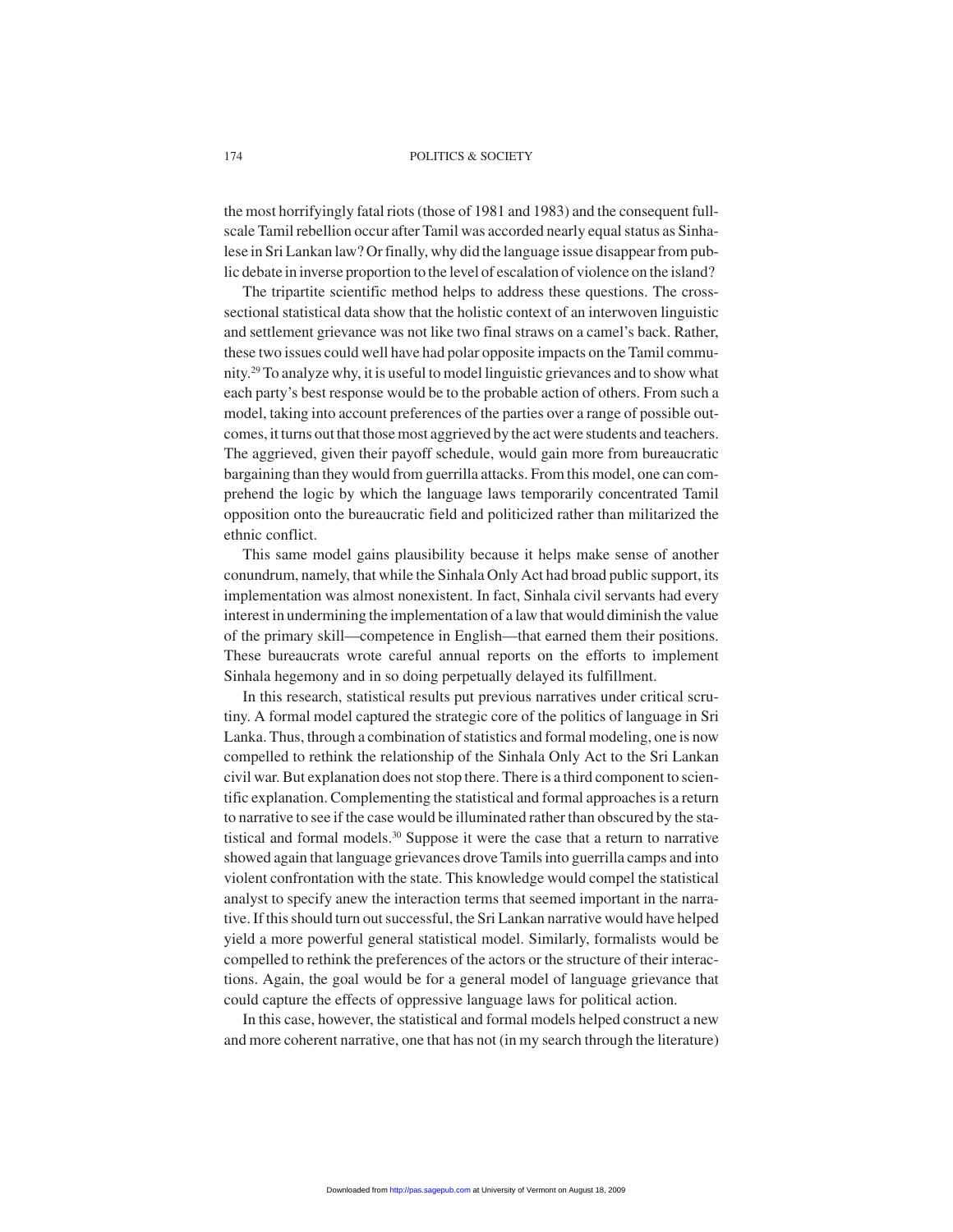the most horrifyingly fatal riots (those of 1981 and 1983) and the consequent full-scale Tamil rebellion occur after Tamil was accorded nearly equal status as Sinhalese in Sri Lankan law? Or finally, why did the language issue disappear from public debate in inverse proportion to the level of escalation of violence on the island?

The tripartite scientific method helps to address these questions. The cross-sectional statistical data show that the holistic context of an interwoven linguistic and settlement grievance was not like two final straws on a camel's back. Rather, these two issues could well have had polar opposite impacts on the Tamil community.[29] To analyze why, it is useful to model linguistic grievances and to show what each party's best response would be to the probable action of others. From such a model, taking into account preferences of the parties over a range of possible outcomes, it turns out that those most aggrieved by the act were students and teachers. The aggrieved, given their payoff schedule, would gain more from bureaucratic bargaining than they would from guerrilla attacks. From this model, one can comprehend the logic by which the language laws temporarily concentrated Tamil opposition onto the bureaucratic field and politicized rather than militarized the ethnic conflict.

This same model gains plausibility because it helps make sense of another conundrum, namely, that while the Sinhala Only Act had broad public support, its implementation was almost nonexistent. In fact, Sinhala civil servants had every interest in undermining the implementation of a law that would diminish the value of the primary skill—competence in English—that earned them their positions. These bureaucrats wrote careful annual reports on the efforts to implement Sinhala hegemony and in so doing perpetually delayed its fulfillment.

In this research, statistical results put previous narratives under critical scrutiny. A formal model captured the strategic core of the politics of language in Sri Lanka. Thus, through a combination of statistics and formal modeling, one is now compelled to rethink the relationship of the Sinhala Only Act to the Sri Lankan civil war. But explanation does not stop there. There is a third component to scientific explanation. Complementing the statistical and formal approaches is a return to narrative to see if the case would be illuminated rather than obscured by the statistical and formal models.[30] Suppose it were the case that a return to narrative showed again that language grievances drove Tamils into guerrilla camps and into violent confrontation with the state. This knowledge would compel the statistical analyst to specify anew the interaction terms that seemed important in the narrative. If this should turn out successful, the Sri Lankan narrative would have helped yield a more powerful general statistical model. Similarly, formalists would be compelled to rethink the preferences of the actors or the structure of their interactions. Again, the goal would be for a general model of language grievance that could capture the effects of oppressive language laws for political action.

In this case, however, the statistical and formal models helped construct a new and more coherent narrative, one that has not (in my search through the literature)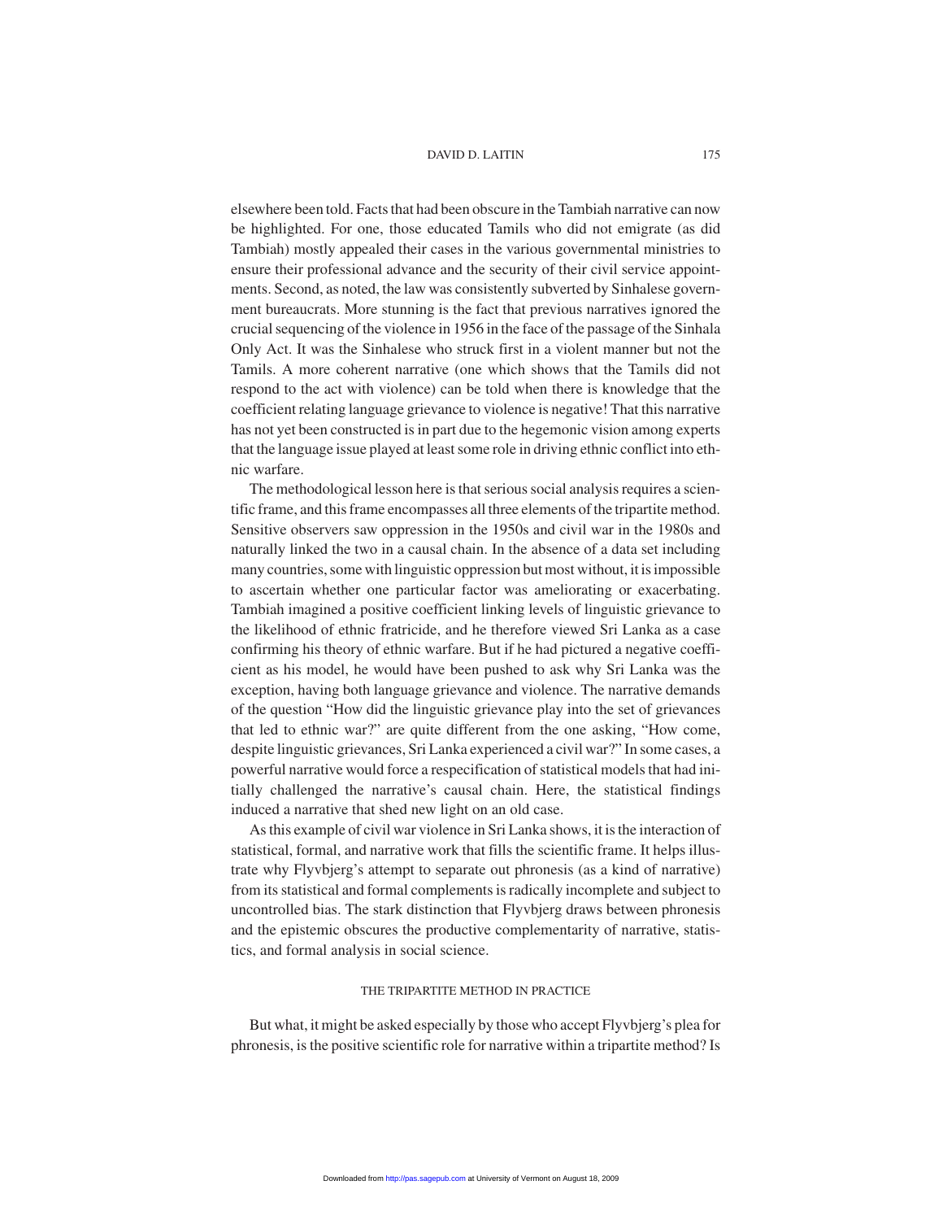elsewhere been told. Facts that had been obscure in the Tambiah narrative can now be highlighted. For one, those educated Tamils who did not emigrate (as did Tambiah) mostly appealed their cases in the various governmental ministries to ensure their professional advance and the security of their civil service appointments. Second, as noted, the law was consistently subverted by Sinhalese government bureaucrats. More stunning is the fact that previous narratives ignored the crucial sequencing of the violence in 1956 in the face of the passage of the Sinhala Only Act. It was the Sinhalese who struck first in a violent manner but not the Tamils. A more coherent narrative (one which shows that the Tamils did not respond to the act with violence) can be told when there is knowledge that the coefficient relating language grievance to violence is negative! That this narrative has not yet been constructed is in part due to the hegemonic vision among experts that the language issue played at least some role in driving ethnic conflict into ethnic warfare.

The methodological lesson here is that serious social analysis requires a scientific frame, and this frame encompasses all three elements of the tripartite method. Sensitive observers saw oppression in the 1950s and civil war in the 1980s and naturally linked the two in a causal chain. In the absence of a data set including many countries, some with linguistic oppression but most without, it is impossible to ascertain whether one particular factor was ameliorating or exacerbating. Tambiah imagined a positive coefficient linking levels of linguistic grievance to the likelihood of ethnic fratricide, and he therefore viewed Sri Lanka as a case confirming his theory of ethnic warfare. But if he had pictured a negative coefficient as his model, he would have been pushed to ask why Sri Lanka was the exception, having both language grievance and violence. The narrative demands of the question "How did the linguistic grievance play into the set of grievances that led to ethnic war?" are quite different from the one asking, "How come, despite linguistic grievances, Sri Lanka experienced a civil war?" In some cases, a powerful narrative would force a respecification of statistical models that had initially challenged the narrative's causal chain. Here, the statistical findings induced a narrative that shed new light on an old case.

As this example of civil war violence in Sri Lanka shows, it is the interaction of statistical, formal, and narrative work that fills the scientific frame. It helps illustrate why Flyvbjerg's attempt to separate out phronesis (as a kind of narrative) from its statistical and formal complements is radically incomplete and subject to uncontrolled bias. The stark distinction that Flyvbjerg draws between phronesis and the epistemic obscures the productive complementarity of narrative, statistics, and formal analysis in social science.

## THE TRIPARTITE METHOD IN PRACTICE

But what, it might be asked especially by those who accept Flyvbjerg's plea for phronesis, is the positive scientific role for narrative within a tripartite method? Is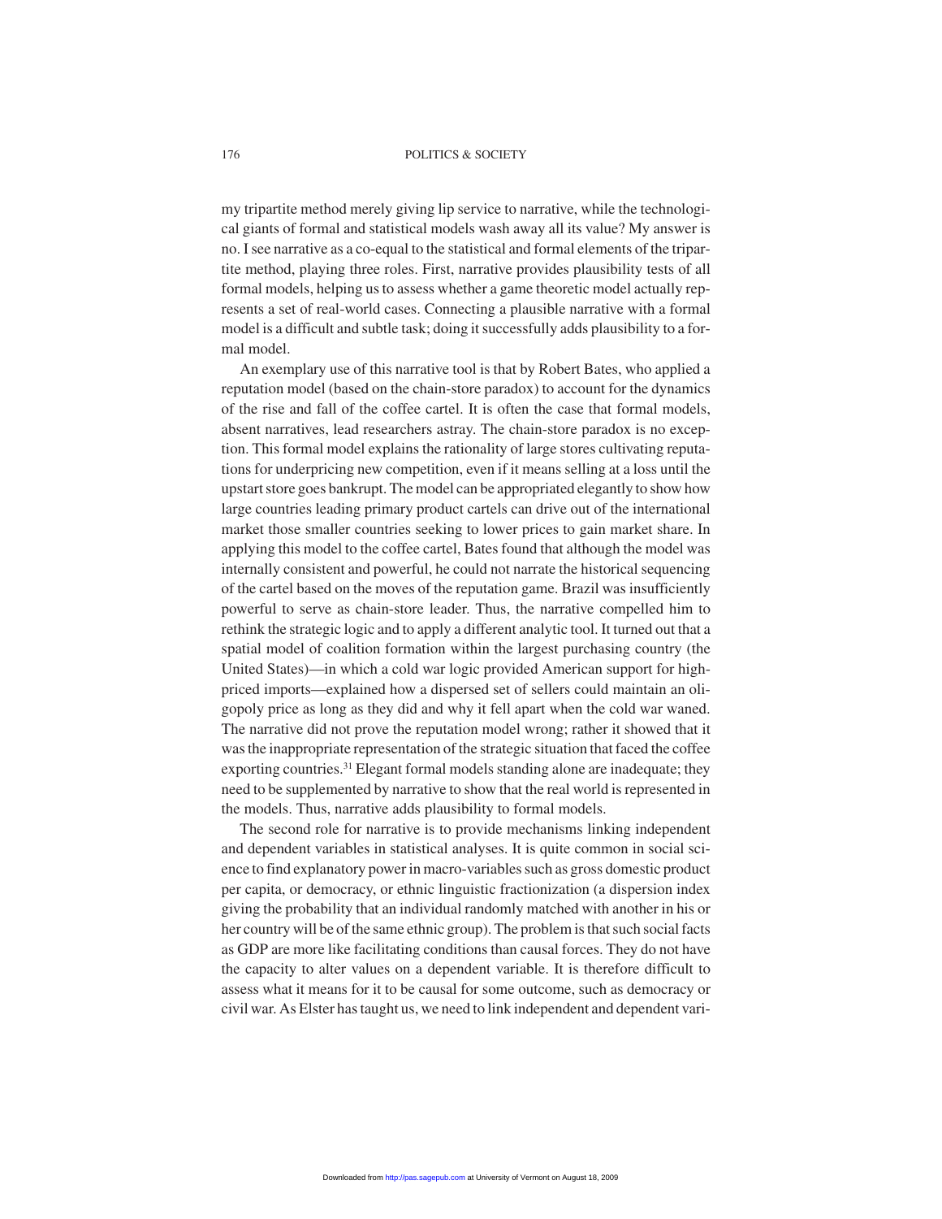my tripartite method merely giving lip service to narrative, while the technological giants of formal and statistical models wash away all its value? My answer is no. I see narrative as a co-equal to the statistical and formal elements of the tripartite method, playing three roles. First, narrative provides plausibility tests of all formal models, helping us to assess whether a game theoretic model actually represents a set of real-world cases. Connecting a plausible narrative with a formal model is a difficult and subtle task; doing it successfully adds plausibility to a formal model.

An exemplary use of this narrative tool is that by Robert Bates, who applied a reputation model (based on the chain-store paradox) to account for the dynamics of the rise and fall of the coffee cartel. It is often the case that formal models, absent narratives, lead researchers astray. The chain-store paradox is no exception. This formal model explains the rationality of large stores cultivating reputations for underpricing new competition, even if it means selling at a loss until the upstart store goes bankrupt. The model can be appropriated elegantly to show how large countries leading primary product cartels can drive out of the international market those smaller countries seeking to lower prices to gain market share. In applying this model to the coffee cartel, Bates found that although the model was internally consistent and powerful, he could not narrate the historical sequencing of the cartel based on the moves of the reputation game. Brazil was insufficiently powerful to serve as chain-store leader. Thus, the narrative compelled him to rethink the strategic logic and to apply a different analytic tool. It turned out that a spatial model of coalition formation within the largest purchasing country (the United States)—in which a cold war logic provided American support for high-priced imports—explained how a dispersed set of sellers could maintain an oligopoly price as long as they did and why it fell apart when the cold war waned. The narrative did not prove the reputation model wrong; rather it showed that it was the inappropriate representation of the strategic situation that faced the coffee exporting countries.[31] Elegant formal models standing alone are inadequate; they need to be supplemented by narrative to show that the real world is represented in the models. Thus, narrative adds plausibility to formal models.

The second role for narrative is to provide mechanisms linking independent and dependent variables in statistical analyses. It is quite common in social science to find explanatory power in macro-variables such as gross domestic product per capita, or democracy, or ethnic linguistic fractionization (a dispersion index giving the probability that an individual randomly matched with another in his or her country will be of the same ethnic group). The problem is that such social facts as GDP are more like facilitating conditions than causal forces. They do not have the capacity to alter values on a dependent variable. It is therefore difficult to assess what it means for it to be causal for some outcome, such as democracy or civil war. As Elster has taught us, we need to link independent and dependent vari-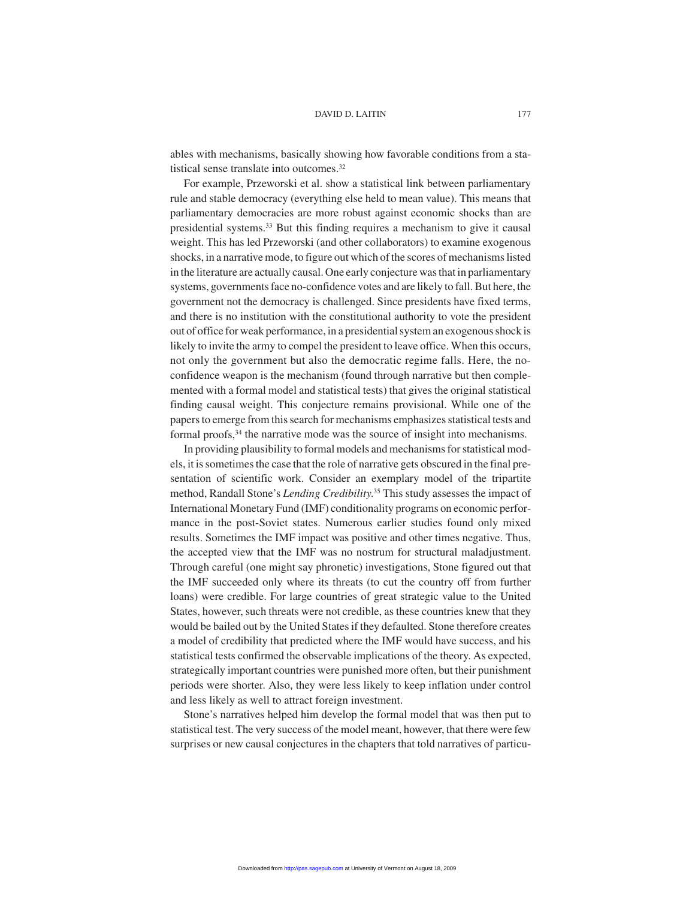ables with mechanisms, basically showing how favorable conditions from a statistical sense translate into outcomes.[32]

For example, Przeworski et al. show a statistical link between parliamentary rule and stable democracy (everything else held to mean value). This means that parliamentary democracies are more robust against economic shocks than are presidential systems.[33] But this finding requires a mechanism to give it causal weight. This has led Przeworski (and other collaborators) to examine exogenous shocks, in a narrative mode, to figure out which of the scores of mechanisms listed in the literature are actually causal. One early conjecture was that in parliamentary systems, governments face no-confidence votes and are likely to fall. But here, the government not the democracy is challenged. Since presidents have fixed terms, and there is no institution with the constitutional authority to vote the president out of office for weak performance, in a presidential system an exogenous shock is likely to invite the army to compel the president to leave office. When this occurs, not only the government but also the democratic regime falls. Here, the no-confidence weapon is the mechanism (found through narrative but then complemented with a formal model and statistical tests) that gives the original statistical finding causal weight. This conjecture remains provisional. While one of the papers to emerge from this search for mechanisms emphasizes statistical tests and formal proofs,[34] the narrative mode was the source of insight into mechanisms.

In providing plausibility to formal models and mechanisms for statistical models, it is sometimes the case that the role of narrative gets obscured in the final presentation of scientific work. Consider an exemplary model of the tripartite method, Randall Stone's *Lending Credibility*.[35] This study assesses the impact of International Monetary Fund (IMF) conditionality programs on economic performance in the post-Soviet states. Numerous earlier studies found only mixed results. Sometimes the IMF impact was positive and other times negative. Thus, the accepted view that the IMF was no nostrum for structural maladjustment. Through careful (one might say phronetic) investigations, Stone figured out that the IMF succeeded only where its threats (to cut the country off from further loans) were credible. For large countries of great strategic value to the United States, however, such threats were not credible, as these countries knew that they would be bailed out by the United States if they defaulted. Stone therefore creates a model of credibility that predicted where the IMF would have success, and his statistical tests confirmed the observable implications of the theory. As expected, strategically important countries were punished more often, but their punishment periods were shorter. Also, they were less likely to keep inflation under control and less likely as well to attract foreign investment.

Stone's narratives helped him develop the formal model that was then put to statistical test. The very success of the model meant, however, that there were few surprises or new causal conjectures in the chapters that told narratives of particu-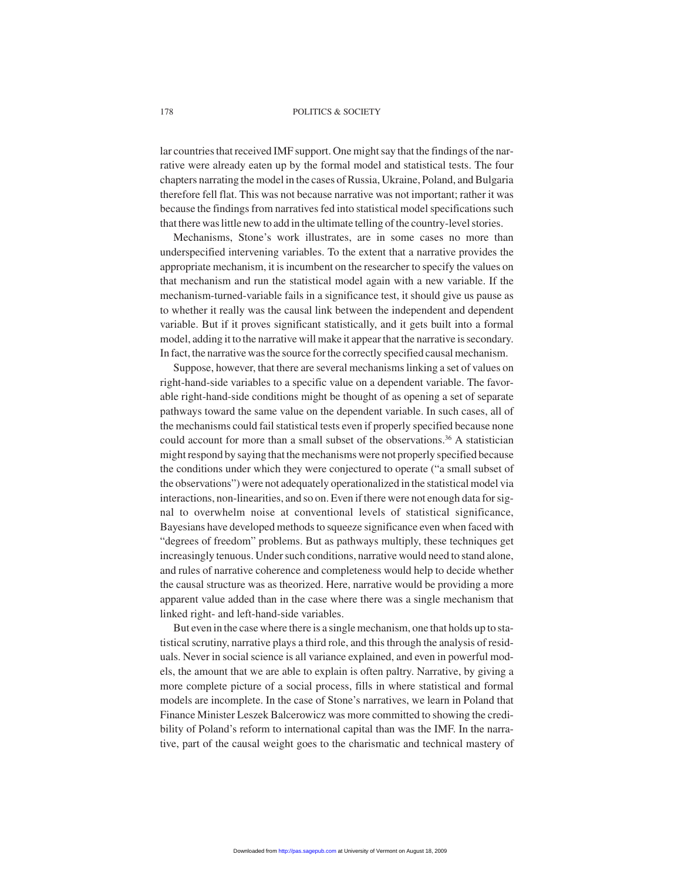lar countries that received IMF support. One might say that the findings of the narrative were already eaten up by the formal model and statistical tests. The four chapters narrating the model in the cases of Russia, Ukraine, Poland, and Bulgaria therefore fell flat. This was not because narrative was not important; rather it was because the findings from narratives fed into statistical model specifications such that there was little new to add in the ultimate telling of the country-level stories.

Mechanisms, Stone's work illustrates, are in some cases no more than underspecified intervening variables. To the extent that a narrative provides the appropriate mechanism, it is incumbent on the researcher to specify the values on that mechanism and run the statistical model again with a new variable. If the mechanism-turned-variable fails in a significance test, it should give us pause as to whether it really was the causal link between the independent and dependent variable. But if it proves significant statistically, and it gets built into a formal model, adding it to the narrative will make it appear that the narrative is secondary. In fact, the narrative was the source for the correctly specified causal mechanism.

Suppose, however, that there are several mechanisms linking a set of values on right-hand-side variables to a specific value on a dependent variable. The favorable right-hand-side conditions might be thought of as opening a set of separate pathways toward the same value on the dependent variable. In such cases, all of the mechanisms could fail statistical tests even if properly specified because none could account for more than a small subset of the observations.[36] A statistician might respond by saying that the mechanisms were not properly specified because the conditions under which they were conjectured to operate ("a small subset of the observations") were not adequately operationalized in the statistical model via interactions, non-linearities, and so on. Even if there were not enough data for signal to overwhelm noise at conventional levels of statistical significance, Bayesians have developed methods to squeeze significance even when faced with "degrees of freedom" problems. But as pathways multiply, these techniques get increasingly tenuous. Under such conditions, narrative would need to stand alone, and rules of narrative coherence and completeness would help to decide whether the causal structure was as theorized. Here, narrative would be providing a more apparent value added than in the case where there was a single mechanism that linked right- and left-hand-side variables.

But even in the case where there is a single mechanism, one that holds up to statistical scrutiny, narrative plays a third role, and this through the analysis of residuals. Never in social science is all variance explained, and even in powerful models, the amount that we are able to explain is often paltry. Narrative, by giving a more complete picture of a social process, fills in where statistical and formal models are incomplete. In the case of Stone's narratives, we learn in Poland that Finance Minister Leszek Balcerowicz was more committed to showing the credibility of Poland's reform to international capital than was the IMF. In the narrative, part of the causal weight goes to the charismatic and technical mastery of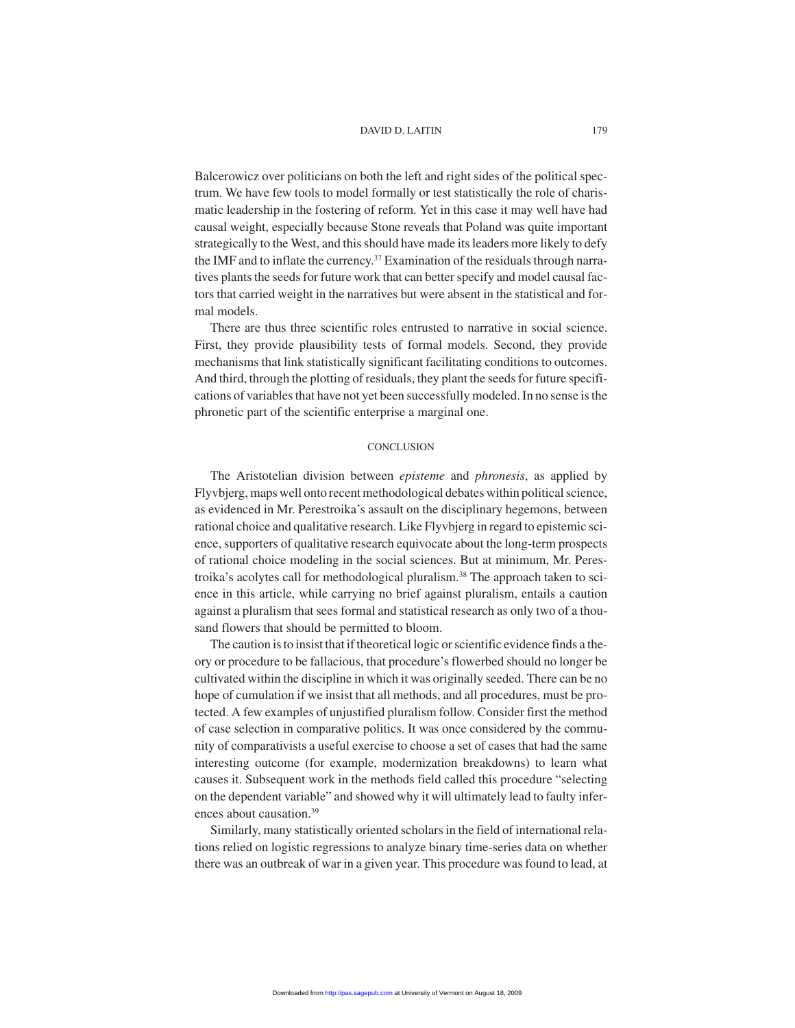Balcerowicz over politicians on both the left and right sides of the political spectrum. We have few tools to model formally or test statistically the role of charismatic leadership in the fostering of reform. Yet in this case it may well have had causal weight, especially because Stone reveals that Poland was quite important strategically to the West, and this should have made its leaders more likely to defy the IMF and to inflate the currency.[37] Examination of the residuals through narratives plants the seeds for future work that can better specify and model causal factors that carried weight in the narratives but were absent in the statistical and formal models.

There are thus three scientific roles entrusted to narrative in social science. First, they provide plausibility tests of formal models. Second, they provide mechanisms that link statistically significant facilitating conditions to outcomes. And third, through the plotting of residuals, they plant the seeds for future specifications of variables that have not yet been successfully modeled. In no sense is the phronetic part of the scientific enterprise a marginal one.

## CONCLUSION

The Aristotelian division between *episteme* and *phronesis*, as applied by Flyvbjerg, maps well onto recent methodological debates within political science, as evidenced in Mr. Perestroika's assault on the disciplinary hegemons, between rational choice and qualitative research. Like Flyvbjerg in regard to epistemic science, supporters of qualitative research equivocate about the long-term prospects of rational choice modeling in the social sciences. But at minimum, Mr. Perestroika's acolytes call for methodological pluralism.[38] The approach taken to science in this article, while carrying no brief against pluralism, entails a caution against a pluralism that sees formal and statistical research as only two of a thousand flowers that should be permitted to bloom.

The caution is to insist that if theoretical logic or scientific evidence finds a theory or procedure to be fallacious, that procedure's flowerbed should no longer be cultivated within the discipline in which it was originally seeded. There can be no hope of cumulation if we insist that all methods, and all procedures, must be protected. A few examples of unjustified pluralism follow. Consider first the method of case selection in comparative politics. It was once considered by the community of comparativists a useful exercise to choose a set of cases that had the same interesting outcome (for example, modernization breakdowns) to learn what causes it. Subsequent work in the methods field called this procedure "selecting on the dependent variable" and showed why it will ultimately lead to faulty inferences about causation.[39]

Similarly, many statistically oriented scholars in the field of international relations relied on logistic regressions to analyze binary time-series data on whether there was an outbreak of war in a given year. This procedure was found to lead, at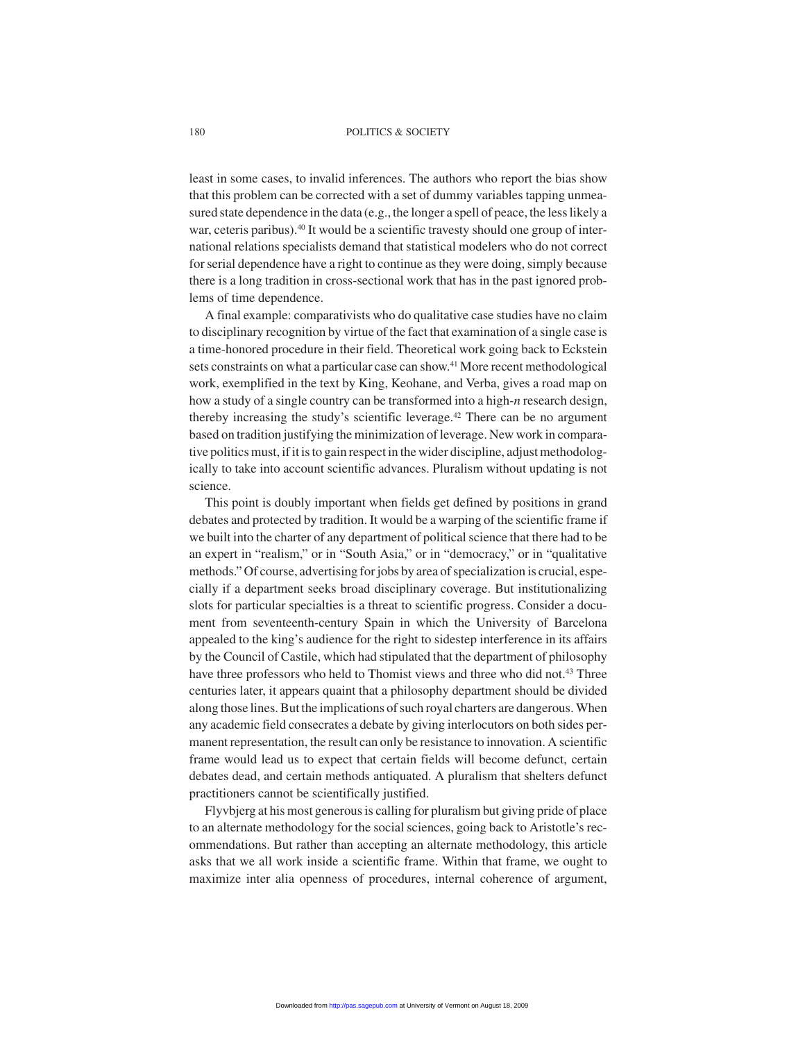least in some cases, to invalid inferences. The authors who report the bias show that this problem can be corrected with a set of dummy variables tapping unmeasured state dependence in the data (e.g., the longer a spell of peace, the less likely a war, ceteris paribus).[40] It would be a scientific travesty should one group of international relations specialists demand that statistical modelers who do not correct for serial dependence have a right to continue as they were doing, simply because there is a long tradition in cross-sectional work that has in the past ignored problems of time dependence.

A final example: comparativists who do qualitative case studies have no claim to disciplinary recognition by virtue of the fact that examination of a single case is a time-honored procedure in their field. Theoretical work going back to Eckstein sets constraints on what a particular case can show.[41] More recent methodological work, exemplified in the text by King, Keohane, and Verba, gives a road map on how a study of a single country can be transformed into a high-*n* research design, thereby increasing the study's scientific leverage.[42] There can be no argument based on tradition justifying the minimization of leverage. New work in comparative politics must, if it is to gain respect in the wider discipline, adjust methodologically to take into account scientific advances. Pluralism without updating is not science.

This point is doubly important when fields get defined by positions in grand debates and protected by tradition. It would be a warping of the scientific frame if we built into the charter of any department of political science that there had to be an expert in "realism," or in "South Asia," or in "democracy," or in "qualitative methods." Of course, advertising for jobs by area of specialization is crucial, especially if a department seeks broad disciplinary coverage. But institutionalizing slots for particular specialties is a threat to scientific progress. Consider a document from seventeenth-century Spain in which the University of Barcelona appealed to the king's audience for the right to sidestep interference in its affairs by the Council of Castile, which had stipulated that the department of philosophy have three professors who held to Thomist views and three who did not.[43] Three centuries later, it appears quaint that a philosophy department should be divided along those lines. But the implications of such royal charters are dangerous. When any academic field consecrates a debate by giving interlocutors on both sides permanent representation, the result can only be resistance to innovation. A scientific frame would lead us to expect that certain fields will become defunct, certain debates dead, and certain methods antiquated. A pluralism that shelters defunct practitioners cannot be scientifically justified.

Flyvbjerg at his most generous is calling for pluralism but giving pride of place to an alternate methodology for the social sciences, going back to Aristotle's recommendations. But rather than accepting an alternate methodology, this article asks that we all work inside a scientific frame. Within that frame, we ought to maximize inter alia openness of procedures, internal coherence of argument,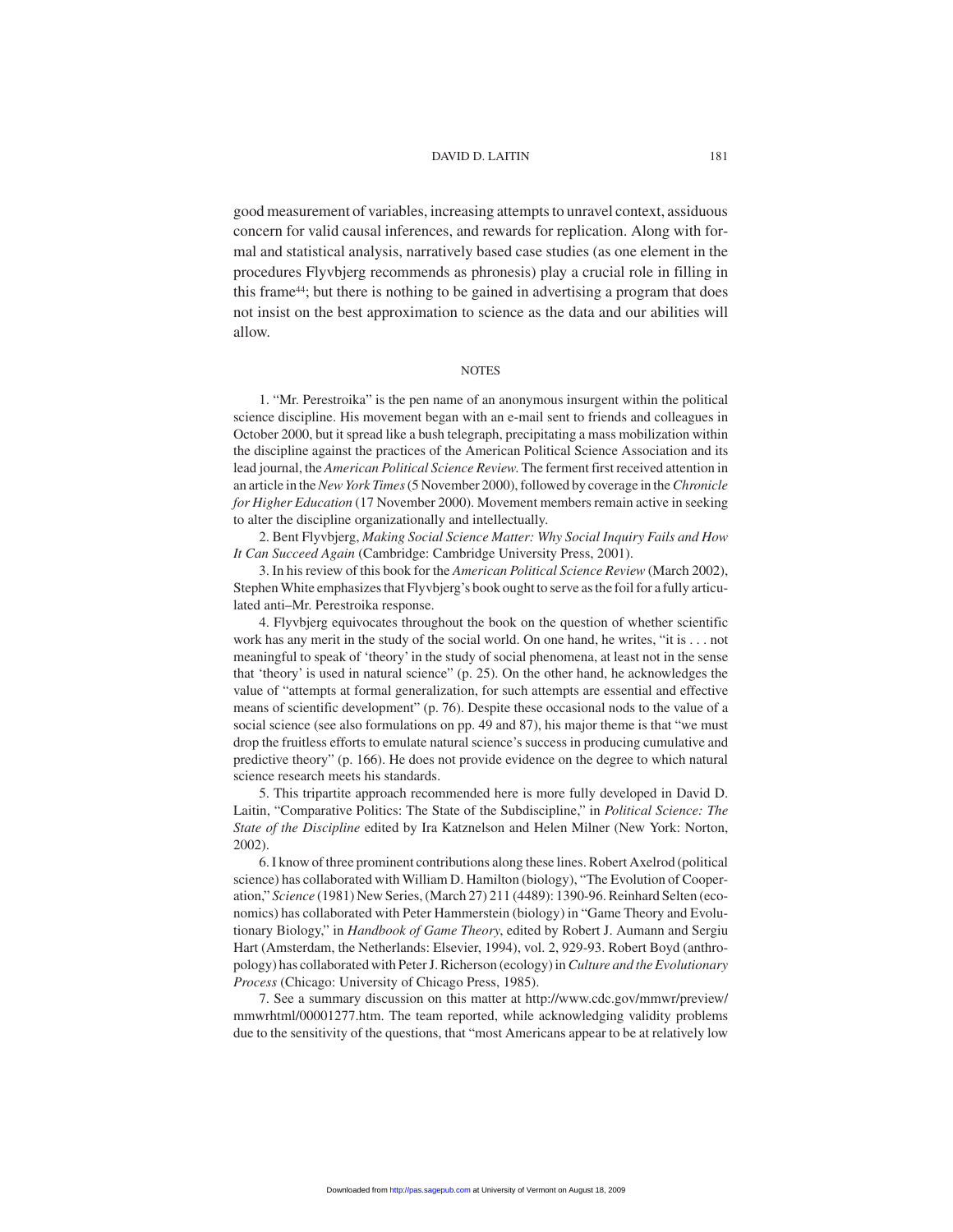good measurement of variables, increasing attempts to unravel context, assiduous concern for valid causal inferences, and rewards for replication. Along with formal and statistical analysis, narratively based case studies (as one element in the procedures Flyvbjerg recommends as phronesis) play a crucial role in filling in this frame[44]; but there is nothing to be gained in advertising a program that does not insist on the best approximation to science as the data and our abilities will allow.

## NOTES

1. "Mr. Perestroika" is the pen name of an anonymous insurgent within the political science discipline. His movement began with an e-mail sent to friends and colleagues in October 2000, but it spread like a bush telegraph, precipitating a mass mobilization within the discipline against the practices of the American Political Science Association and its lead journal, the *American Political Science Review*. The ferment first received attention in an article in the *New York Times* (5 November 2000), followed by coverage in the *Chronicle for Higher Education* (17 November 2000). Movement members remain active in seeking to alter the discipline organizationally and intellectually.

2. Bent Flyvbjerg, *Making Social Science Matter: Why Social Inquiry Fails and How It Can Succeed Again* (Cambridge: Cambridge University Press, 2001).

3. In his review of this book for the *American Political Science Review* (March 2002), Stephen White emphasizes that Flyvbjerg's book ought to serve as the foil for a fully articulated anti–Mr. Perestroika response.

4. Flyvbjerg equivocates throughout the book on the question of whether scientific work has any merit in the study of the social world. On one hand, he writes, "it is . . . not meaningful to speak of 'theory' in the study of social phenomena, at least not in the sense that 'theory' is used in natural science" (p. 25). On the other hand, he acknowledges the value of "attempts at formal generalization, for such attempts are essential and effective means of scientific development" (p. 76). Despite these occasional nods to the value of a social science (see also formulations on pp. 49 and 87), his major theme is that "we must drop the fruitless efforts to emulate natural science's success in producing cumulative and predictive theory" (p. 166). He does not provide evidence on the degree to which natural science research meets his standards.

5. This tripartite approach recommended here is more fully developed in David D. Laitin, "Comparative Politics: The State of the Subdiscipline," in *Political Science: The State of the Discipline* edited by Ira Katznelson and Helen Milner (New York: Norton, 2002).

6. I know of three prominent contributions along these lines. Robert Axelrod (political science) has collaborated with William D. Hamilton (biology), "The Evolution of Cooperation," *Science* (1981) New Series, (March 27) 211 (4489): 1390-96. Reinhard Selten (economics) has collaborated with Peter Hammerstein (biology) in "Game Theory and Evolutionary Biology," in *Handbook of Game Theory*, edited by Robert J. Aumann and Sergiu Hart (Amsterdam, the Netherlands: Elsevier, 1994), vol. 2, 929-93. Robert Boyd (anthropology) has collaborated with Peter J. Richerson (ecology) in *Culture and the Evolutionary Process* (Chicago: University of Chicago Press, 1985).

7. See a summary discussion on this matter at http://www.cdc.gov/mmwr/preview/mmwrhtml/00001277.htm. The team reported, while acknowledging validity problems due to the sensitivity of the questions, that "most Americans appear to be at relatively low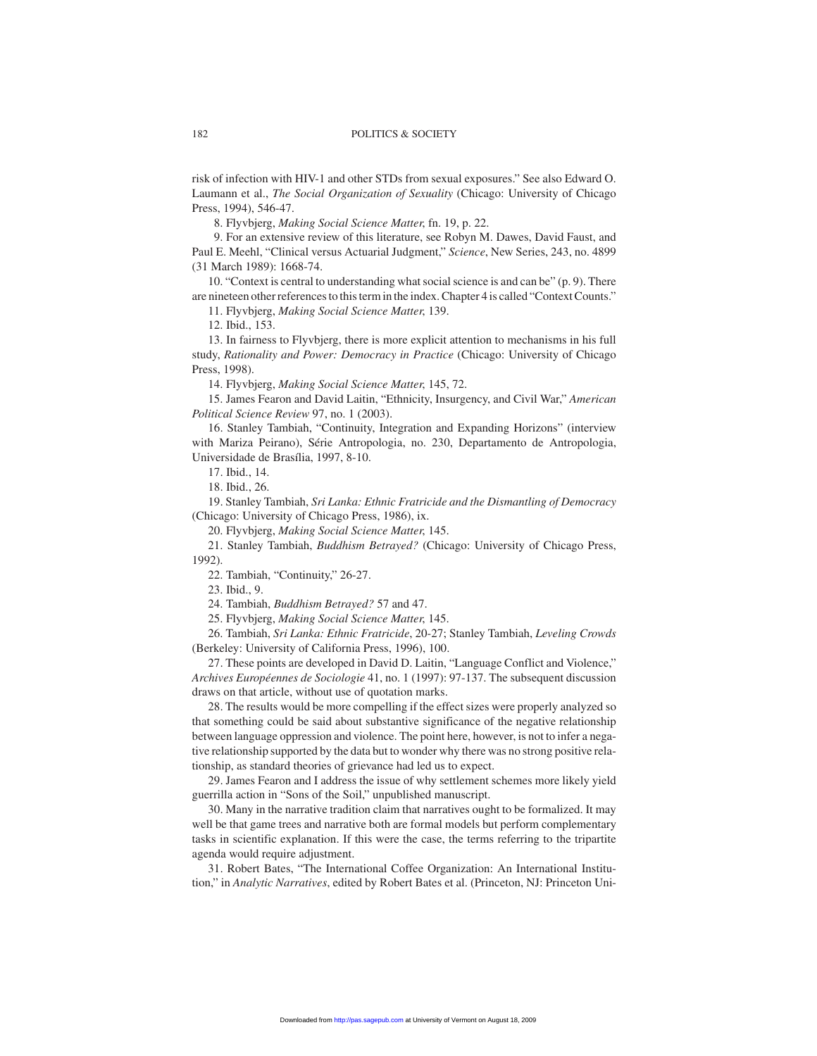risk of infection with HIV-1 and other STDs from sexual exposures." See also Edward O. Laumann et al., *The Social Organization of Sexuality* (Chicago: University of Chicago Press, 1994), 546-47.

8. Flyvbjerg, *Making Social Science Matter,* fn. 19, p. 22.

9. For an extensive review of this literature, see Robyn M. Dawes, David Faust, and Paul E. Meehl, "Clinical versus Actuarial Judgment," *Science*, New Series, 243, no. 4899 (31 March 1989): 1668-74.

10. "Context is central to understanding what social science is and can be" (p. 9). There are nineteen other references to this term in the index. Chapter 4 is called "Context Counts."

11. Flyvbjerg, *Making Social Science Matter,* 139.

12. Ibid., 153.

13. In fairness to Flyvbjerg, there is more explicit attention to mechanisms in his full study, *Rationality and Power: Democracy in Practice* (Chicago: University of Chicago Press, 1998).

14. Flyvbjerg, *Making Social Science Matter,* 145, 72.

15. James Fearon and David Laitin, "Ethnicity, Insurgency, and Civil War," *American Political Science Review* 97, no. 1 (2003).

16. Stanley Tambiah, "Continuity, Integration and Expanding Horizons" (interview with Mariza Peirano), Série Antropologia, no. 230, Departamento de Antropologia, Universidade de Brasília, 1997, 8-10.

17. Ibid., 14.

18. Ibid., 26.

19. Stanley Tambiah, *Sri Lanka: Ethnic Fratricide and the Dismantling of Democracy* (Chicago: University of Chicago Press, 1986), ix.

20. Flyvbjerg, *Making Social Science Matter,* 145.

21. Stanley Tambiah, *Buddhism Betrayed?* (Chicago: University of Chicago Press, 1992).

22. Tambiah, "Continuity," 26-27.

23. Ibid., 9.

24. Tambiah, *Buddhism Betrayed?* 57 and 47.

25. Flyvbjerg, *Making Social Science Matter,* 145.

26. Tambiah, *Sri Lanka: Ethnic Fratricide*, 20-27; Stanley Tambiah, *Leveling Crowds* (Berkeley: University of California Press, 1996), 100.

27. These points are developed in David D. Laitin, "Language Conflict and Violence," *Archives Européennes de Sociologie* 41, no. 1 (1997): 97-137. The subsequent discussion draws on that article, without use of quotation marks.

28. The results would be more compelling if the effect sizes were properly analyzed so that something could be said about substantive significance of the negative relationship between language oppression and violence. The point here, however, is not to infer a negative relationship supported by the data but to wonder why there was no strong positive relationship, as standard theories of grievance had led us to expect.

29. James Fearon and I address the issue of why settlement schemes more likely yield guerrilla action in "Sons of the Soil," unpublished manuscript.

30. Many in the narrative tradition claim that narratives ought to be formalized. It may well be that game trees and narrative both are formal models but perform complementary tasks in scientific explanation. If this were the case, the terms referring to the tripartite agenda would require adjustment.

31. Robert Bates, "The International Coffee Organization: An International Institution," in *Analytic Narratives*, edited by Robert Bates et al. (Princeton, NJ: Princeton Uni-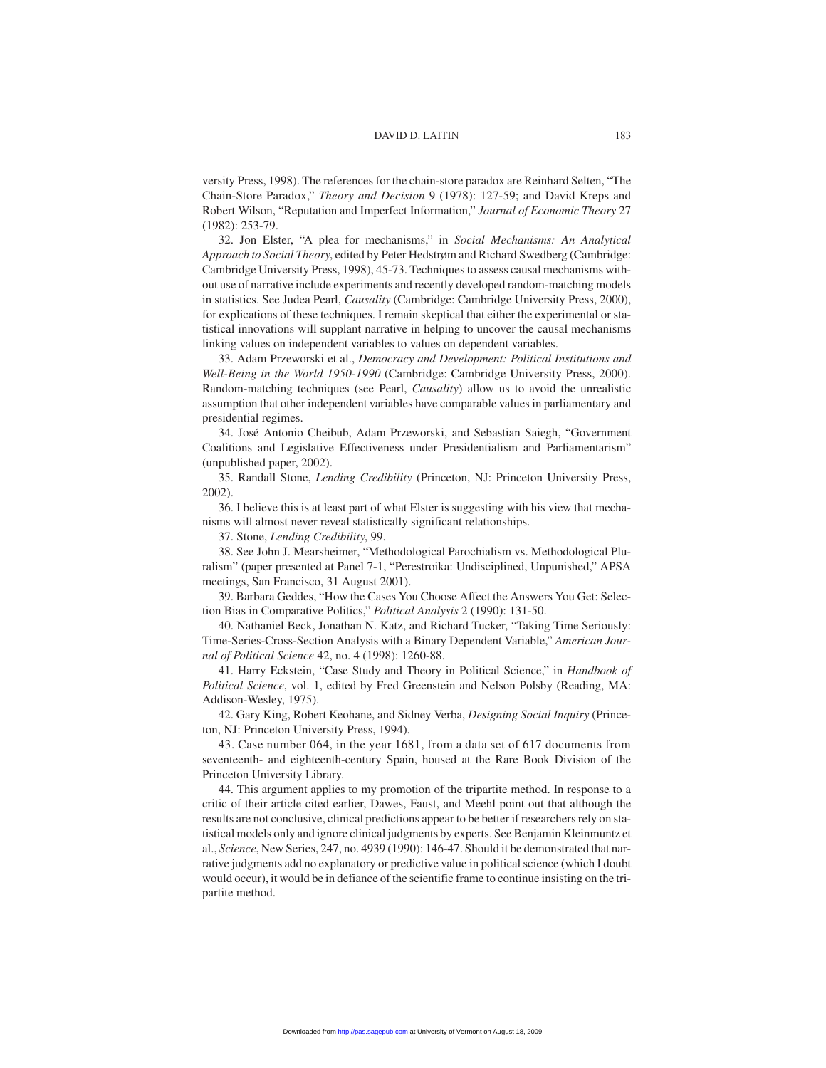versity Press, 1998). The references for the chain-store paradox are Reinhard Selten, "The Chain-Store Paradox," *Theory and Decision* 9 (1978): 127-59; and David Kreps and Robert Wilson, "Reputation and Imperfect Information," *Journal of Economic Theory* 27 (1982): 253-79.

32. Jon Elster, "A plea for mechanisms," in *Social Mechanisms: An Analytical Approach to Social Theory*, edited by Peter Hedstrøm and Richard Swedberg (Cambridge: Cambridge University Press, 1998), 45-73. Techniques to assess causal mechanisms without use of narrative include experiments and recently developed random-matching models in statistics. See Judea Pearl, *Causality* (Cambridge: Cambridge University Press, 2000), for explications of these techniques. I remain skeptical that either the experimental or statistical innovations will supplant narrative in helping to uncover the causal mechanisms linking values on independent variables to values on dependent variables.

33. Adam Przeworski et al., *Democracy and Development: Political Institutions and Well-Being in the World 1950-1990* (Cambridge: Cambridge University Press, 2000). Random-matching techniques (see Pearl, *Causality*) allow us to avoid the unrealistic assumption that other independent variables have comparable values in parliamentary and presidential regimes.

34. José Antonio Cheibub, Adam Przeworski, and Sebastian Saiegh, "Government Coalitions and Legislative Effectiveness under Presidentialism and Parliamentarism" (unpublished paper, 2002).

35. Randall Stone, *Lending Credibility* (Princeton, NJ: Princeton University Press, 2002).

36. I believe this is at least part of what Elster is suggesting with his view that mechanisms will almost never reveal statistically significant relationships.

37. Stone, *Lending Credibility*, 99.

38. See John J. Mearsheimer, "Methodological Parochialism vs. Methodological Pluralism" (paper presented at Panel 7-1, "Perestroika: Undisciplined, Unpunished," APSA meetings, San Francisco, 31 August 2001).

39. Barbara Geddes, "How the Cases You Choose Affect the Answers You Get: Selection Bias in Comparative Politics," *Political Analysis* 2 (1990): 131-50.

40. Nathaniel Beck, Jonathan N. Katz, and Richard Tucker, "Taking Time Seriously: Time-Series-Cross-Section Analysis with a Binary Dependent Variable," *American Journal of Political Science* 42, no. 4 (1998): 1260-88.

41. Harry Eckstein, "Case Study and Theory in Political Science," in *Handbook of Political Science*, vol. 1, edited by Fred Greenstein and Nelson Polsby (Reading, MA: Addison-Wesley, 1975).

42. Gary King, Robert Keohane, and Sidney Verba, *Designing Social Inquiry* (Princeton, NJ: Princeton University Press, 1994).

43. Case number 064, in the year 1681, from a data set of 617 documents from seventeenth- and eighteenth-century Spain, housed at the Rare Book Division of the Princeton University Library.

44. This argument applies to my promotion of the tripartite method. In response to a critic of their article cited earlier, Dawes, Faust, and Meehl point out that although the results are not conclusive, clinical predictions appear to be better if researchers rely on statistical models only and ignore clinical judgments by experts. See Benjamin Kleinmuntz et al., *Science*, New Series, 247, no. 4939 (1990): 146-47. Should it be demonstrated that narrative judgments add no explanatory or predictive value in political science (which I doubt would occur), it would be in defiance of the scientific frame to continue insisting on the tripartite method.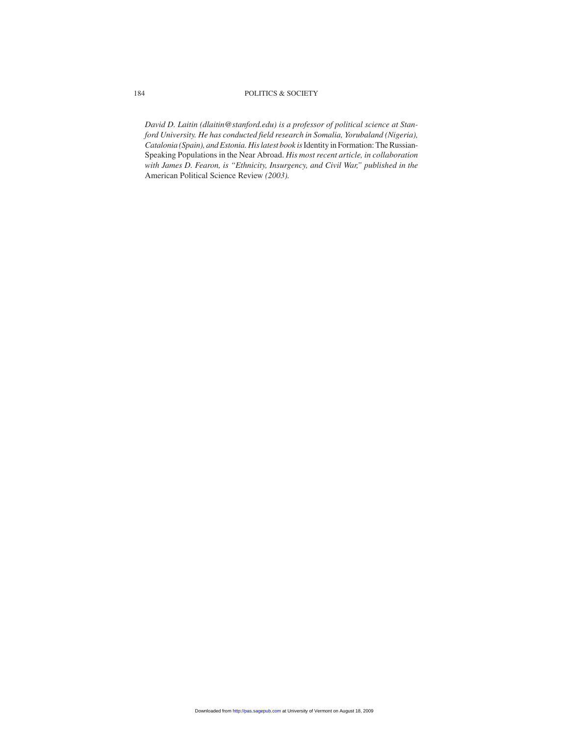*David D. Laitin (dlaitin@stanford.edu) is a professor of political science at Stanford University. He has conducted field research in Somalia, Yorubaland (Nigeria), Catalonia (Spain), and Estonia. His latest book is* Identity in Formation: The Russian-Speaking Populations in the Near Abroad. *His most recent article, in collaboration with James D. Fearon, is "Ethnicity, Insurgency, and Civil War," published in the* American Political Science Review *(2003).*